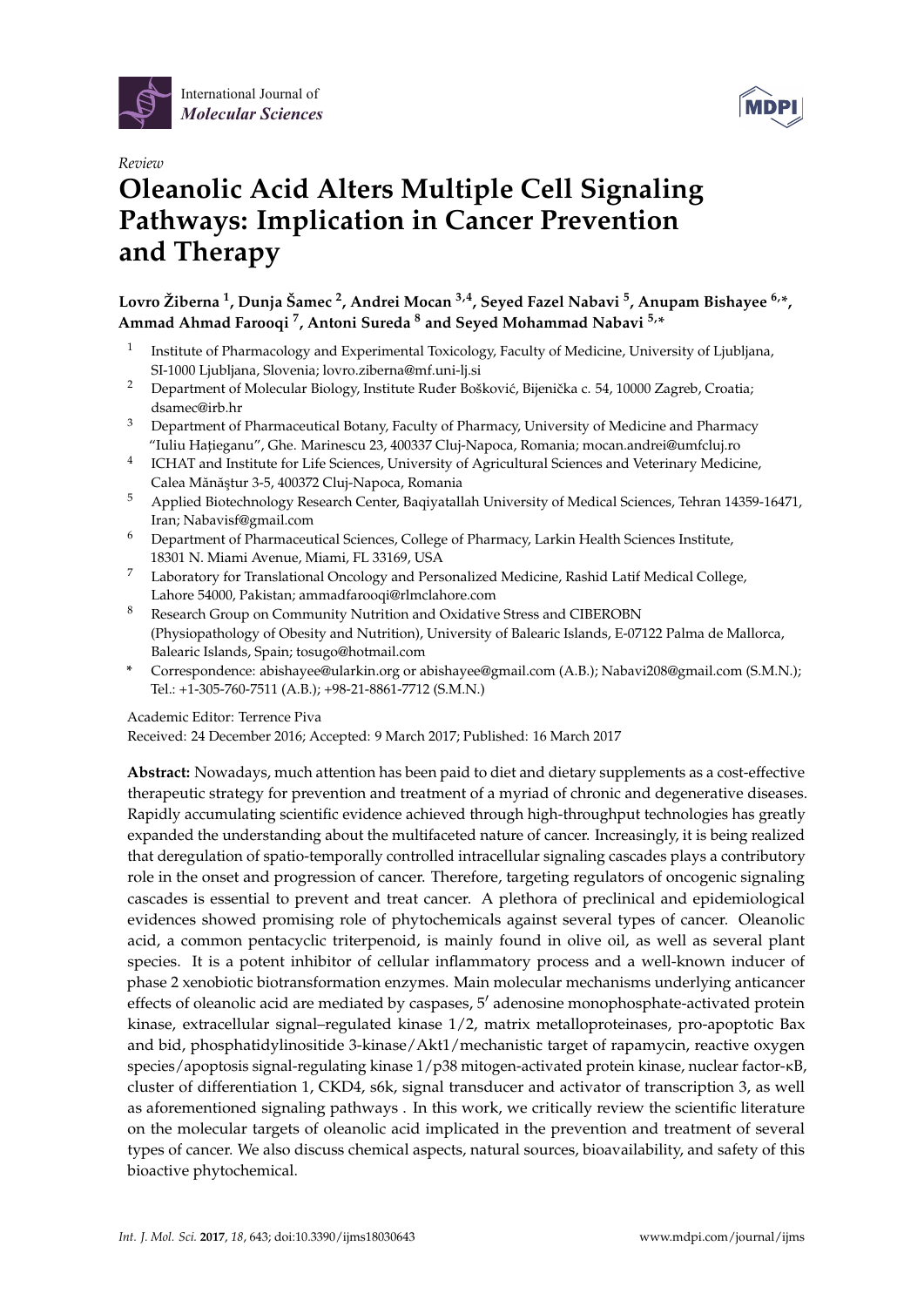International Journal of *Molecular Sciences*

*Review*

# Oleanolic Acid Alters Multiple Cell Signaling Pathways: Implication in Cancer Prevention and Therapy

**Lovro Žiberna [1], Dunja Šamec [2], Andrei Mocan [3,4], Seyed Fazel Nabavi [5], Anupam Bishayee [6,*], Ammad Ahmad Farooqi [7], Antoni Sureda [8] and Seyed Mohammad Nabavi [5,*]**

1. Institute of Pharmacology and Experimental Toxicology, Faculty of Medicine, University of Ljubljana, SI-1000 Ljubljana, Slovenia; lovro.ziberna@mf.uni-lj.si
2. Department of Molecular Biology, Institute Ruđer Bošković, Bijenička c. 54, 10000 Zagreb, Croatia; dsamec@irb.hr
3. Department of Pharmaceutical Botany, Faculty of Pharmacy, University of Medicine and Pharmacy "Iuliu Hațieganu", Ghe. Marinescu 23, 400337 Cluj-Napoca, Romania; mocan.andrei@umfcluj.ro
4. ICHAT and Institute for Life Sciences, University of Agricultural Sciences and Veterinary Medicine, Calea Mănăştur 3-5, 400372 Cluj-Napoca, Romania
5. Applied Biotechnology Research Center, Baqiyatallah University of Medical Sciences, Tehran 14359-16471, Iran; Nabavisf@gmail.com
6. Department of Pharmaceutical Sciences, College of Pharmacy, Larkin Health Sciences Institute, 18301 N. Miami Avenue, Miami, FL 33169, USA
7. Laboratory for Translational Oncology and Personalized Medicine, Rashid Latif Medical College, Lahore 54000, Pakistan; ammadfarooqi@rlmclahore.com
8. Research Group on Community Nutrition and Oxidative Stress and CIBEROBN (Physiopathology of Obesity and Nutrition), University of Balearic Islands, E-07122 Palma de Mallorca, Balearic Islands, Spain; tosugo@hotmail.com

\* Correspondence: abishayee@ularkin.org or abishayee@gmail.com (A.B.); Nabavi208@gmail.com (S.M.N.); Tel.: +1-305-760-7511 (A.B.); +98-21-8861-7712 (S.M.N.)

Academic Editor: Terrence Piva

Received: 24 December 2016; Accepted: 9 March 2017; Published: 16 March 2017

**Abstract:** Nowadays, much attention has been paid to diet and dietary supplements as a cost-effective therapeutic strategy for prevention and treatment of a myriad of chronic and degenerative diseases. Rapidly accumulating scientific evidence achieved through high-throughput technologies has greatly expanded the understanding about the multifaceted nature of cancer. Increasingly, it is being realized that deregulation of spatio-temporally controlled intracellular signaling cascades plays a contributory role in the onset and progression of cancer. Therefore, targeting regulators of oncogenic signaling cascades is essential to prevent and treat cancer. A plethora of preclinical and epidemiological evidences showed promising role of phytochemicals against several types of cancer. Oleanolic acid, a common pentacyclic triterpenoid, is mainly found in olive oil, as well as several plant species. It is a potent inhibitor of cellular inflammatory process and a well-known inducer of phase 2 xenobiotic biotransformation enzymes. Main molecular mechanisms underlying anticancer effects of oleanolic acid are mediated by caspases, 5′ adenosine monophosphate-activated protein kinase, extracellular signal–regulated kinase 1/2, matrix metalloproteinases, pro-apoptotic Bax and bid, phosphatidylinositide 3-kinase/Akt1/mechanistic target of rapamycin, reactive oxygen species/apoptosis signal-regulating kinase 1/p38 mitogen-activated protein kinase, nuclear factor-κB, cluster of differentiation 1, CKD4, s6k, signal transducer and activator of transcription 3, as well as aforementioned signaling pathways . In this work, we critically review the scientific literature on the molecular targets of oleanolic acid implicated in the prevention and treatment of several types of cancer. We also discuss chemical aspects, natural sources, bioavailability, and safety of this bioactive phytochemical.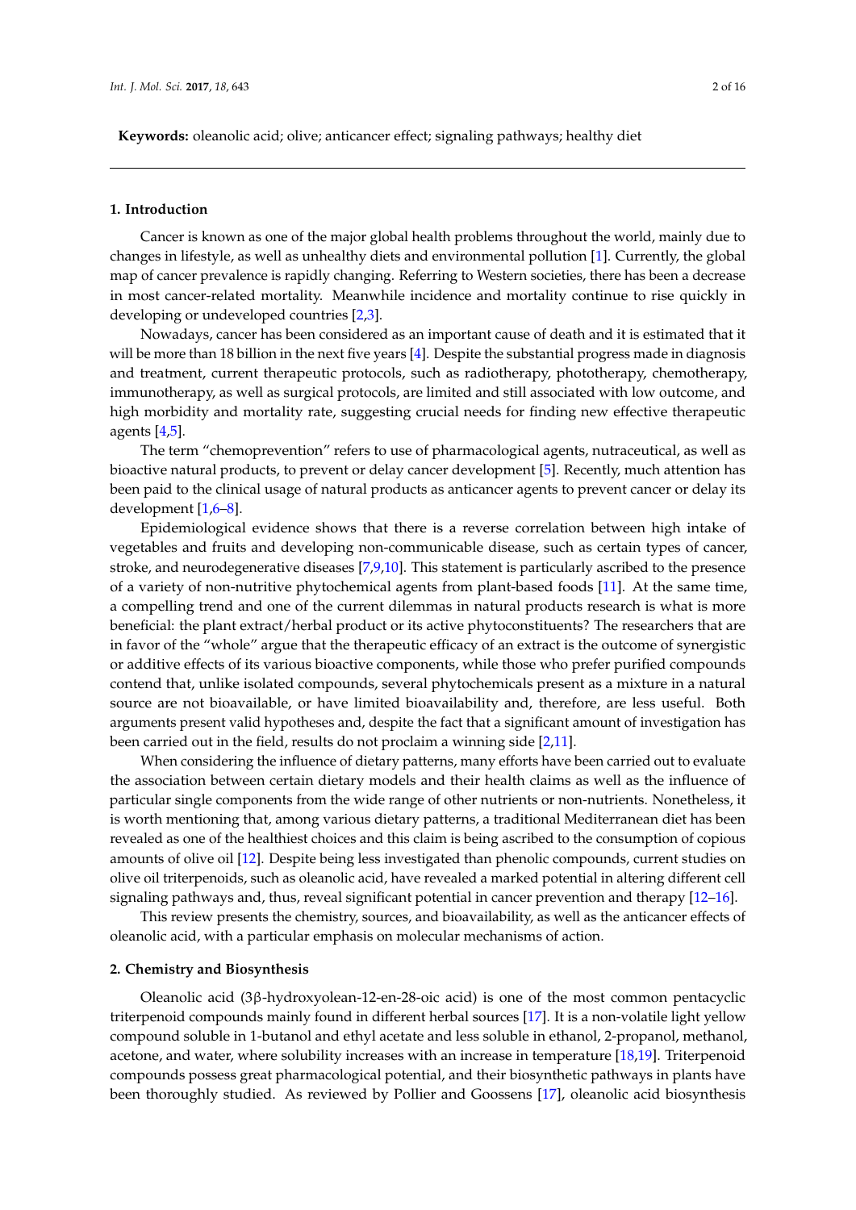**Keywords:** oleanolic acid; olive; anticancer effect; signaling pathways; healthy diet

## 1. Introduction

Cancer is known as one of the major global health problems throughout the world, mainly due to changes in lifestyle, as well as unhealthy diets and environmental pollution [1]. Currently, the global map of cancer prevalence is rapidly changing. Referring to Western societies, there has been a decrease in most cancer-related mortality. Meanwhile incidence and mortality continue to rise quickly in developing or undeveloped countries [2,3].

Nowadays, cancer has been considered as an important cause of death and it is estimated that it will be more than 18 billion in the next five years [4]. Despite the substantial progress made in diagnosis and treatment, current therapeutic protocols, such as radiotherapy, phototherapy, chemotherapy, immunotherapy, as well as surgical protocols, are limited and still associated with low outcome, and high morbidity and mortality rate, suggesting crucial needs for finding new effective therapeutic agents [4,5].

The term "chemoprevention" refers to use of pharmacological agents, nutraceutical, as well as bioactive natural products, to prevent or delay cancer development [5]. Recently, much attention has been paid to the clinical usage of natural products as anticancer agents to prevent cancer or delay its development [1,6–8].

Epidemiological evidence shows that there is a reverse correlation between high intake of vegetables and fruits and developing non-communicable disease, such as certain types of cancer, stroke, and neurodegenerative diseases [7,9,10]. This statement is particularly ascribed to the presence of a variety of non-nutritive phytochemical agents from plant-based foods [11]. At the same time, a compelling trend and one of the current dilemmas in natural products research is what is more beneficial: the plant extract/herbal product or its active phytoconstituents? The researchers that are in favor of the "whole" argue that the therapeutic efficacy of an extract is the outcome of synergistic or additive effects of its various bioactive components, while those who prefer purified compounds contend that, unlike isolated compounds, several phytochemicals present as a mixture in a natural source are not bioavailable, or have limited bioavailability and, therefore, are less useful. Both arguments present valid hypotheses and, despite the fact that a significant amount of investigation has been carried out in the field, results do not proclaim a winning side [2,11].

When considering the influence of dietary patterns, many efforts have been carried out to evaluate the association between certain dietary models and their health claims as well as the influence of particular single components from the wide range of other nutrients or non-nutrients. Nonetheless, it is worth mentioning that, among various dietary patterns, a traditional Mediterranean diet has been revealed as one of the healthiest choices and this claim is being ascribed to the consumption of copious amounts of olive oil [12]. Despite being less investigated than phenolic compounds, current studies on olive oil triterpenoids, such as oleanolic acid, have revealed a marked potential in altering different cell signaling pathways and, thus, reveal significant potential in cancer prevention and therapy [12–16].

This review presents the chemistry, sources, and bioavailability, as well as the anticancer effects of oleanolic acid, with a particular emphasis on molecular mechanisms of action.

## 2. Chemistry and Biosynthesis

Oleanolic acid (3β-hydroxyolean-12-en-28-oic acid) is one of the most common pentacyclic triterpenoid compounds mainly found in different herbal sources [17]. It is a non-volatile light yellow compound soluble in 1-butanol and ethyl acetate and less soluble in ethanol, 2-propanol, methanol, acetone, and water, where solubility increases with an increase in temperature [18,19]. Triterpenoid compounds possess great pharmacological potential, and their biosynthetic pathways in plants have been thoroughly studied. As reviewed by Pollier and Goossens [17], oleanolic acid biosynthesis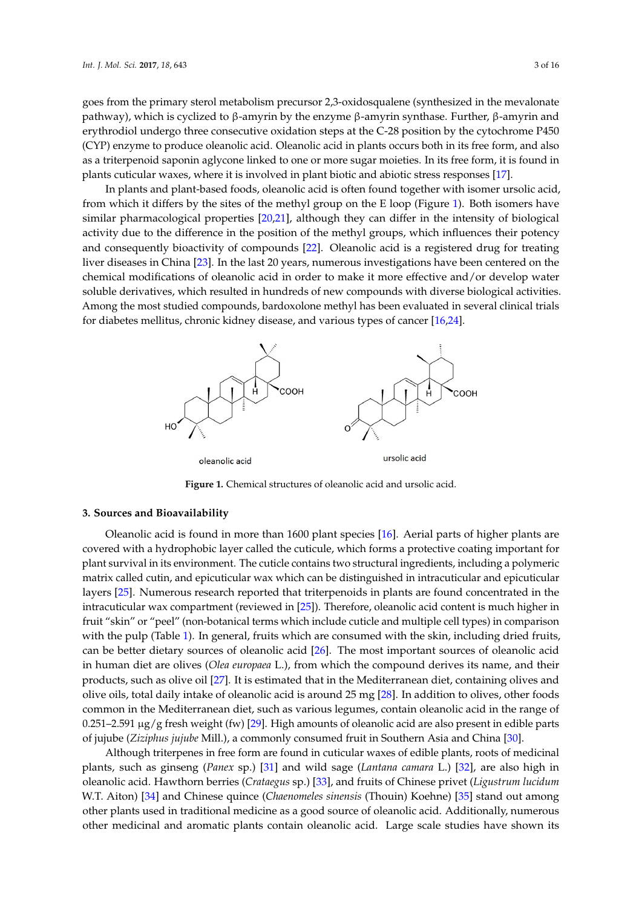goes from the primary sterol metabolism precursor 2,3-oxidosqualene (synthesized in the mevalonate pathway), which is cyclized to β-amyrin by the enzyme β-amyrin synthase. Further, β-amyrin and erythrodiol undergo three consecutive oxidation steps at the C-28 position by the cytochrome P450 (CYP) enzyme to produce oleanolic acid. Oleanolic acid in plants occurs both in its free form, and also as a triterpenoid saponin aglycone linked to one or more sugar moieties. In its free form, it is found in plants cuticular waxes, where it is involved in plant biotic and abiotic stress responses [17].

In plants and plant-based foods, oleanolic acid is often found together with isomer ursolic acid, from which it differs by the sites of the methyl group on the E loop (Figure 1). Both isomers have similar pharmacological properties [20,21], although they can differ in the intensity of biological activity due to the difference in the position of the methyl groups, which influences their potency and consequently bioactivity of compounds [22]. Oleanolic acid is a registered drug for treating liver diseases in China [23]. In the last 20 years, numerous investigations have been centered on the chemical modifications of oleanolic acid in order to make it more effective and/or develop water soluble derivatives, which resulted in hundreds of new compounds with diverse biological activities. Among the most studied compounds, bardoxolone methyl has been evaluated in several clinical trials for diabetes mellitus, chronic kidney disease, and various types of cancer [16,24].

oleanolic acid

ursolic acid

**Figure 1.** Chemical structures of oleanolic acid and ursolic acid.

## 3. Sources and Bioavailability

Oleanolic acid is found in more than 1600 plant species [16]. Aerial parts of higher plants are covered with a hydrophobic layer called the cuticule, which forms a protective coating important for plant survival in its environment. The cuticle contains two structural ingredients, including a polymeric matrix called cutin, and epicuticular wax which can be distinguished in intracuticular and epicuticular layers [25]. Numerous research reported that triterpenoids in plants are found concentrated in the intracuticular wax compartment (reviewed in [25]). Therefore, oleanolic acid content is much higher in fruit "skin" or "peel" (non-botanical terms which include cuticle and multiple cell types) in comparison with the pulp (Table 1). In general, fruits which are consumed with the skin, including dried fruits, can be better dietary sources of oleanolic acid [26]. The most important sources of oleanolic acid in human diet are olives (*Olea europaea* L.), from which the compound derives its name, and their products, such as olive oil [27]. It is estimated that in the Mediterranean diet, containing olives and olive oils, total daily intake of oleanolic acid is around 25 mg [28]. In addition to olives, other foods common in the Mediterranean diet, such as various legumes, contain oleanolic acid in the range of 0.251–2.591 μg/g fresh weight (fw) [29]. High amounts of oleanolic acid are also present in edible parts of jujube (*Ziziphus jujube* Mill.), a commonly consumed fruit in Southern Asia and China [30].

Although triterpenes in free form are found in cuticular waxes of edible plants, roots of medicinal plants, such as ginseng (*Panex* sp.) [31] and wild sage (*Lantana camara* L.) [32], are also high in oleanolic acid. Hawthorn berries (*Crataegus* sp.) [33], and fruits of Chinese privet (*Ligustrum lucidum* W.T. Aiton) [34] and Chinese quince (*Chaenomeles sinensis* (Thouin) Koehne) [35] stand out among other plants used in traditional medicine as a good source of oleanolic acid. Additionally, numerous other medicinal and aromatic plants contain oleanolic acid. Large scale studies have shown its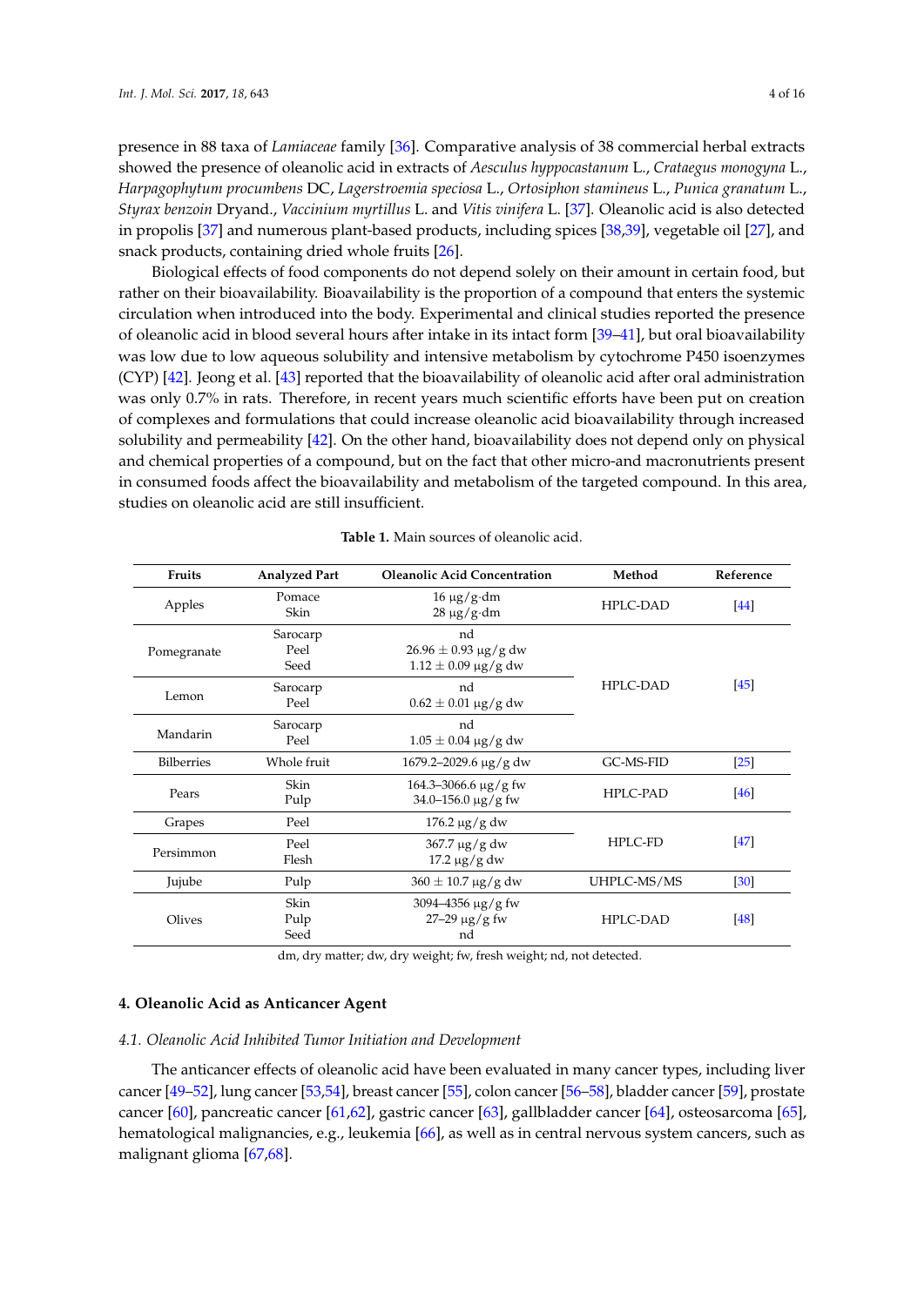presence in 88 taxa of *Lamiaceae* family [36]. Comparative analysis of 38 commercial herbal extracts showed the presence of oleanolic acid in extracts of *Aesculus hyppocastanum* L., *Crataegus monogyna* L., *Harpagophytum procumbens* DC, *Lagerstroemia speciosa* L., *Ortosiphon stamineus* L., *Punica granatum* L., *Styrax benzoin* Dryand., *Vaccinium myrtillus* L. and *Vitis vinifera* L. [37]. Oleanolic acid is also detected in propolis [37] and numerous plant-based products, including spices [38,39], vegetable oil [27], and snack products, containing dried whole fruits [26].

Biological effects of food components do not depend solely on their amount in certain food, but rather on their bioavailability. Bioavailability is the proportion of a compound that enters the systemic circulation when introduced into the body. Experimental and clinical studies reported the presence of oleanolic acid in blood several hours after intake in its intact form [39–41], but oral bioavailability was low due to low aqueous solubility and intensive metabolism by cytochrome P450 isoenzymes (CYP) [42]. Jeong et al. [43] reported that the bioavailability of oleanolic acid after oral administration was only 0.7% in rats. Therefore, in recent years much scientific efforts have been put on creation of complexes and formulations that could increase oleanolic acid bioavailability through increased solubility and permeability [42]. On the other hand, bioavailability does not depend only on physical and chemical properties of a compound, but on the fact that other micro-and macronutrients present in consumed foods affect the bioavailability and metabolism of the targeted compound. In this area, studies on oleanolic acid are still insufficient.

**Table 1.** Main sources of oleanolic acid.

| Fruits | Analyzed Part | Oleanolic Acid Concentration | Method | Reference |
|---|---|---|---|---|
| Apples | Pomace<br>Skin | 16 μg/g·dm<br>28 μg/g·dm | HPLC-DAD | [44] |
| Pomegranate | Sarocarp<br>Peel<br>Seed | nd<br>26.96 ± 0.93 μg/g dw<br>1.12 ± 0.09 μg/g dw | HPLC-DAD | [45] |
| Lemon | Sarocarp<br>Peel | nd<br>0.62 ± 0.01 μg/g dw | | |
| Mandarin | Sarocarp<br>Peel | nd<br>1.05 ± 0.04 μg/g dw | | |
| Bilberries | Whole fruit | 1679.2–2029.6 μg/g dw | GC-MS-FID | [25] |
| Pears | Skin<br>Pulp | 164.3–3066.6 μg/g fw<br>34.0–156.0 μg/g fw | HPLC-PAD | [46] |
| Grapes | Peel | 176.2 μg/g dw | HPLC-FD | [47] |
| Persimmon | Peel<br>Flesh | 367.7 μg/g dw<br>17.2 μg/g dw | | |
| Jujube | Pulp | 360 ± 10.7 μg/g dw | UHPLC-MS/MS | [30] |
| Olives | Skin<br>Pulp<br>Seed | 3094–4356 μg/g fw<br>27–29 μg/g fw<br>nd | HPLC-DAD | [48] |

dm, dry matter; dw, dry weight; fw, fresh weight; nd, not detected.

## 4. Oleanolic Acid as Anticancer Agent

### 4.1. Oleanolic Acid Inhibited Tumor Initiation and Development

The anticancer effects of oleanolic acid have been evaluated in many cancer types, including liver cancer [49–52], lung cancer [53,54], breast cancer [55], colon cancer [56–58], bladder cancer [59], prostate cancer [60], pancreatic cancer [61,62], gastric cancer [63], gallbladder cancer [64], osteosarcoma [65], hematological malignancies, e.g., leukemia [66], as well as in central nervous system cancers, such as malignant glioma [67,68].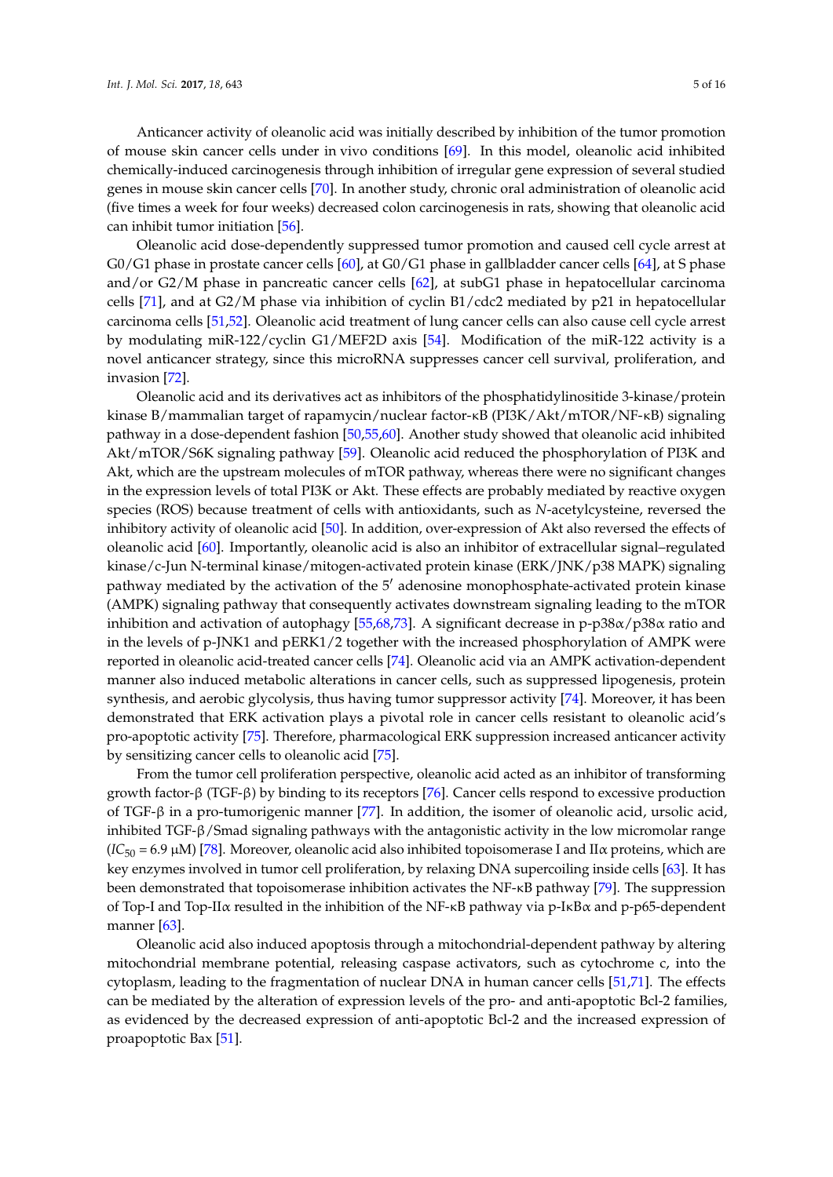Anticancer activity of oleanolic acid was initially described by inhibition of the tumor promotion of mouse skin cancer cells under in vivo conditions [69]. In this model, oleanolic acid inhibited chemically-induced carcinogenesis through inhibition of irregular gene expression of several studied genes in mouse skin cancer cells [70]. In another study, chronic oral administration of oleanolic acid (five times a week for four weeks) decreased colon carcinogenesis in rats, showing that oleanolic acid can inhibit tumor initiation [56].

Oleanolic acid dose-dependently suppressed tumor promotion and caused cell cycle arrest at G0/G1 phase in prostate cancer cells [60], at G0/G1 phase in gallbladder cancer cells [64], at S phase and/or G2/M phase in pancreatic cancer cells [62], at subG1 phase in hepatocellular carcinoma cells [71], and at G2/M phase via inhibition of cyclin B1/cdc2 mediated by p21 in hepatocellular carcinoma cells [51,52]. Oleanolic acid treatment of lung cancer cells can also cause cell cycle arrest by modulating miR-122/cyclin G1/MEF2D axis [54]. Modification of the miR-122 activity is a novel anticancer strategy, since this microRNA suppresses cancer cell survival, proliferation, and invasion [72].

Oleanolic acid and its derivatives act as inhibitors of the phosphatidylinositide 3-kinase/protein kinase B/mammalian target of rapamycin/nuclear factor-κB (PI3K/Akt/mTOR/NF-κB) signaling pathway in a dose-dependent fashion [50,55,60]. Another study showed that oleanolic acid inhibited Akt/mTOR/S6K signaling pathway [59]. Oleanolic acid reduced the phosphorylation of PI3K and Akt, which are the upstream molecules of mTOR pathway, whereas there were no significant changes in the expression levels of total PI3K or Akt. These effects are probably mediated by reactive oxygen species (ROS) because treatment of cells with antioxidants, such as *N*-acetylcysteine, reversed the inhibitory activity of oleanolic acid [50]. In addition, over-expression of Akt also reversed the effects of oleanolic acid [60]. Importantly, oleanolic acid is also an inhibitor of extracellular signal–regulated kinase/c-Jun N-terminal kinase/mitogen-activated protein kinase (ERK/JNK/p38 MAPK) signaling pathway mediated by the activation of the 5′ adenosine monophosphate-activated protein kinase (AMPK) signaling pathway that consequently activates downstream signaling leading to the mTOR inhibition and activation of autophagy [55,68,73]. A significant decrease in p-p38α/p38α ratio and in the levels of p-JNK1 and pERK1/2 together with the increased phosphorylation of AMPK were reported in oleanolic acid-treated cancer cells [74]. Oleanolic acid via an AMPK activation-dependent manner also induced metabolic alterations in cancer cells, such as suppressed lipogenesis, protein synthesis, and aerobic glycolysis, thus having tumor suppressor activity [74]. Moreover, it has been demonstrated that ERK activation plays a pivotal role in cancer cells resistant to oleanolic acid's pro-apoptotic activity [75]. Therefore, pharmacological ERK suppression increased anticancer activity by sensitizing cancer cells to oleanolic acid [75].

From the tumor cell proliferation perspective, oleanolic acid acted as an inhibitor of transforming growth factor-β (TGF-β) by binding to its receptors [76]. Cancer cells respond to excessive production of TGF-β in a pro-tumorigenic manner [77]. In addition, the isomer of oleanolic acid, ursolic acid, inhibited TGF-β/Smad signaling pathways with the antagonistic activity in the low micromolar range ($IC_{50}$ = 6.9 μM) [78]. Moreover, oleanolic acid also inhibited topoisomerase I and IIα proteins, which are key enzymes involved in tumor cell proliferation, by relaxing DNA supercoiling inside cells [63]. It has been demonstrated that topoisomerase inhibition activates the NF-κB pathway [79]. The suppression of Top-I and Top-IIα resulted in the inhibition of the NF-κB pathway via p-IκBα and p-p65-dependent manner [63].

Oleanolic acid also induced apoptosis through a mitochondrial-dependent pathway by altering mitochondrial membrane potential, releasing caspase activators, such as cytochrome c, into the cytoplasm, leading to the fragmentation of nuclear DNA in human cancer cells [51,71]. The effects can be mediated by the alteration of expression levels of the pro- and anti-apoptotic Bcl-2 families, as evidenced by the decreased expression of anti-apoptotic Bcl-2 and the increased expression of proapoptotic Bax [51].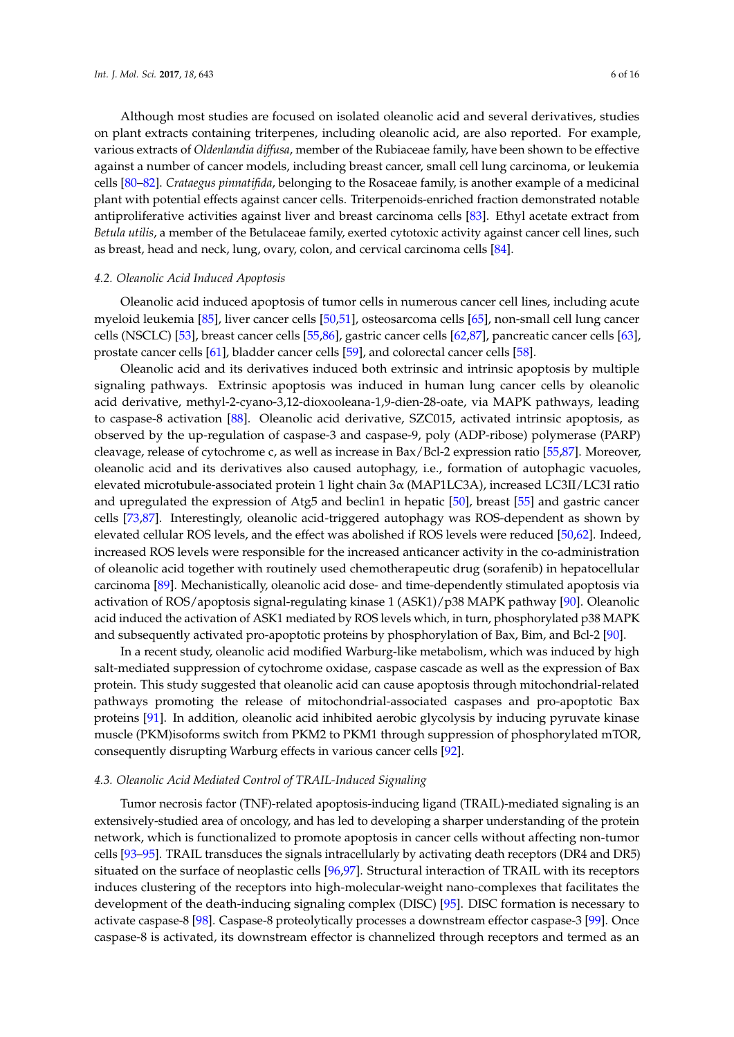Although most studies are focused on isolated oleanolic acid and several derivatives, studies on plant extracts containing triterpenes, including oleanolic acid, are also reported. For example, various extracts of *Oldenlandia diffusa*, member of the Rubiaceae family, have been shown to be effective against a number of cancer models, including breast cancer, small cell lung carcinoma, or leukemia cells [80–82]. *Crataegus pinnatifida*, belonging to the Rosaceae family, is another example of a medicinal plant with potential effects against cancer cells. Triterpenoids-enriched fraction demonstrated notable antiproliferative activities against liver and breast carcinoma cells [83]. Ethyl acetate extract from *Betula utilis*, a member of the Betulaceae family, exerted cytotoxic activity against cancer cell lines, such as breast, head and neck, lung, ovary, colon, and cervical carcinoma cells [84].

### 4.2. Oleanolic Acid Induced Apoptosis

Oleanolic acid induced apoptosis of tumor cells in numerous cancer cell lines, including acute myeloid leukemia [85], liver cancer cells [50,51], osteosarcoma cells [65], non-small cell lung cancer cells (NSCLC) [53], breast cancer cells [55,86], gastric cancer cells [62,87], pancreatic cancer cells [63], prostate cancer cells [61], bladder cancer cells [59], and colorectal cancer cells [58].

Oleanolic acid and its derivatives induced both extrinsic and intrinsic apoptosis by multiple signaling pathways. Extrinsic apoptosis was induced in human lung cancer cells by oleanolic acid derivative, methyl-2-cyano-3,12-dioxooleana-1,9-dien-28-oate, via MAPK pathways, leading to caspase-8 activation [88]. Oleanolic acid derivative, SZC015, activated intrinsic apoptosis, as observed by the up-regulation of caspase-3 and caspase-9, poly (ADP-ribose) polymerase (PARP) cleavage, release of cytochrome c, as well as increase in Bax/Bcl-2 expression ratio [55,87]. Moreover, oleanolic acid and its derivatives also caused autophagy, i.e., formation of autophagic vacuoles, elevated microtubule-associated protein 1 light chain 3α (MAP1LC3A), increased LC3II/LC3I ratio and upregulated the expression of Atg5 and beclin1 in hepatic [50], breast [55] and gastric cancer cells [73,87]. Interestingly, oleanolic acid-triggered autophagy was ROS-dependent as shown by elevated cellular ROS levels, and the effect was abolished if ROS levels were reduced [50,62]. Indeed, increased ROS levels were responsible for the increased anticancer activity in the co-administration of oleanolic acid together with routinely used chemotherapeutic drug (sorafenib) in hepatocellular carcinoma [89]. Mechanistically, oleanolic acid dose- and time-dependently stimulated apoptosis via activation of ROS/apoptosis signal-regulating kinase 1 (ASK1)/p38 MAPK pathway [90]. Oleanolic acid induced the activation of ASK1 mediated by ROS levels which, in turn, phosphorylated p38 MAPK and subsequently activated pro-apoptotic proteins by phosphorylation of Bax, Bim, and Bcl-2 [90].

In a recent study, oleanolic acid modified Warburg-like metabolism, which was induced by high salt-mediated suppression of cytochrome oxidase, caspase cascade as well as the expression of Bax protein. This study suggested that oleanolic acid can cause apoptosis through mitochondrial-related pathways promoting the release of mitochondrial-associated caspases and pro-apoptotic Bax proteins [91]. In addition, oleanolic acid inhibited aerobic glycolysis by inducing pyruvate kinase muscle (PKM)isoforms switch from PKM2 to PKM1 through suppression of phosphorylated mTOR, consequently disrupting Warburg effects in various cancer cells [92].

### 4.3. Oleanolic Acid Mediated Control of TRAIL-Induced Signaling

Tumor necrosis factor (TNF)-related apoptosis-inducing ligand (TRAIL)-mediated signaling is an extensively-studied area of oncology, and has led to developing a sharper understanding of the protein network, which is functionalized to promote apoptosis in cancer cells without affecting non-tumor cells [93–95]. TRAIL transduces the signals intracellularly by activating death receptors (DR4 and DR5) situated on the surface of neoplastic cells [96,97]. Structural interaction of TRAIL with its receptors induces clustering of the receptors into high-molecular-weight nano-complexes that facilitates the development of the death-inducing signaling complex (DISC) [95]. DISC formation is necessary to activate caspase-8 [98]. Caspase-8 proteolytically processes a downstream effector caspase-3 [99]. Once caspase-8 is activated, its downstream effector is channelized through receptors and termed as an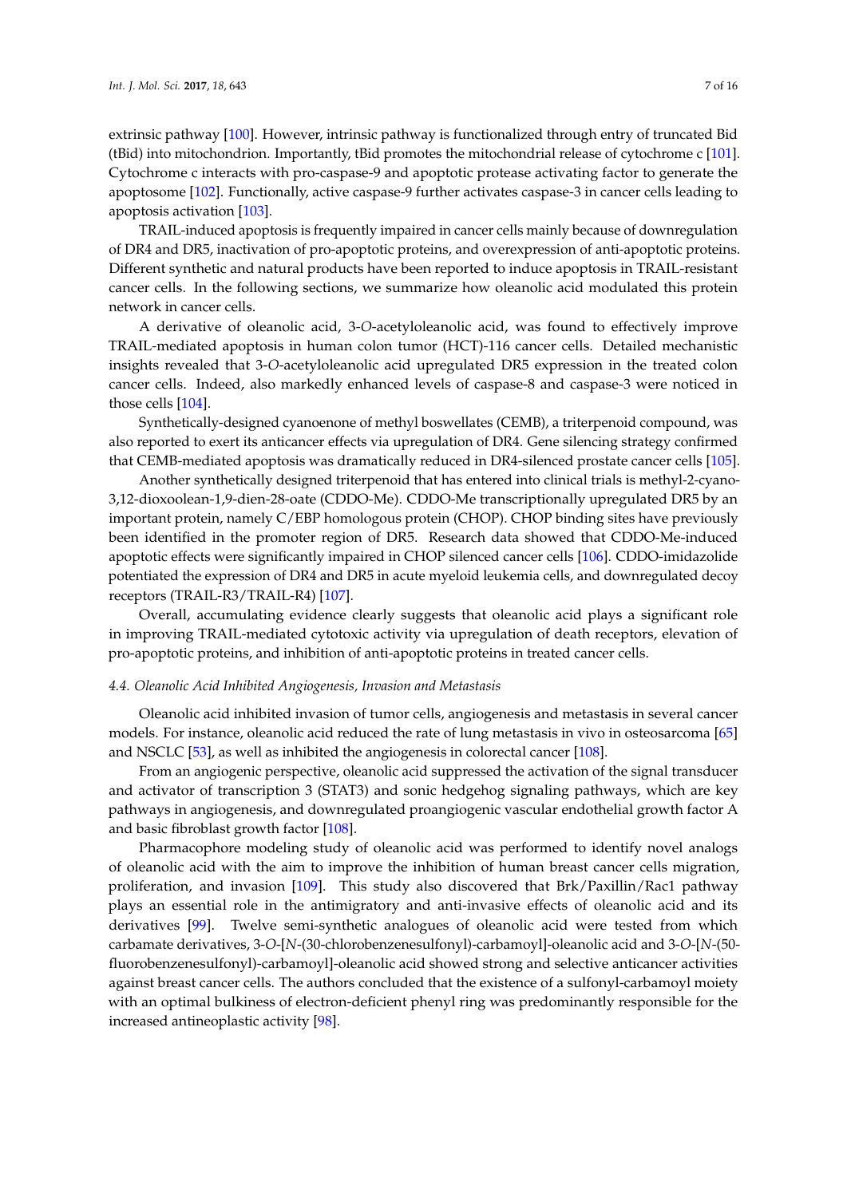extrinsic pathway [100]. However, intrinsic pathway is functionalized through entry of truncated Bid (tBid) into mitochondrion. Importantly, tBid promotes the mitochondrial release of cytochrome c [101]. Cytochrome c interacts with pro-caspase-9 and apoptotic protease activating factor to generate the apoptosome [102]. Functionally, active caspase-9 further activates caspase-3 in cancer cells leading to apoptosis activation [103].

TRAIL-induced apoptosis is frequently impaired in cancer cells mainly because of downregulation of DR4 and DR5, inactivation of pro-apoptotic proteins, and overexpression of anti-apoptotic proteins. Different synthetic and natural products have been reported to induce apoptosis in TRAIL-resistant cancer cells. In the following sections, we summarize how oleanolic acid modulated this protein network in cancer cells.

A derivative of oleanolic acid, 3-*O*-acetyloleanolic acid, was found to effectively improve TRAIL-mediated apoptosis in human colon tumor (HCT)-116 cancer cells. Detailed mechanistic insights revealed that 3-*O*-acetyloleanolic acid upregulated DR5 expression in the treated colon cancer cells. Indeed, also markedly enhanced levels of caspase-8 and caspase-3 were noticed in those cells [104].

Synthetically-designed cyanoenone of methyl boswellates (CEMB), a triterpenoid compound, was also reported to exert its anticancer effects via upregulation of DR4. Gene silencing strategy confirmed that CEMB-mediated apoptosis was dramatically reduced in DR4-silenced prostate cancer cells [105].

Another synthetically designed triterpenoid that has entered into clinical trials is methyl-2-cyano-3,12-dioxoolean-1,9-dien-28-oate (CDDO-Me). CDDO-Me transcriptionally upregulated DR5 by an important protein, namely C/EBP homologous protein (CHOP). CHOP binding sites have previously been identified in the promoter region of DR5. Research data showed that CDDO-Me-induced apoptotic effects were significantly impaired in CHOP silenced cancer cells [106]. CDDO-imidazolide potentiated the expression of DR4 and DR5 in acute myeloid leukemia cells, and downregulated decoy receptors (TRAIL-R3/TRAIL-R4) [107].

Overall, accumulating evidence clearly suggests that oleanolic acid plays a significant role in improving TRAIL-mediated cytotoxic activity via upregulation of death receptors, elevation of pro-apoptotic proteins, and inhibition of anti-apoptotic proteins in treated cancer cells.

### *4.4. Oleanolic Acid Inhibited Angiogenesis, Invasion and Metastasis*

Oleanolic acid inhibited invasion of tumor cells, angiogenesis and metastasis in several cancer models. For instance, oleanolic acid reduced the rate of lung metastasis in vivo in osteosarcoma [65] and NSCLC [53], as well as inhibited the angiogenesis in colorectal cancer [108].

From an angiogenic perspective, oleanolic acid suppressed the activation of the signal transducer and activator of transcription 3 (STAT3) and sonic hedgehog signaling pathways, which are key pathways in angiogenesis, and downregulated proangiogenic vascular endothelial growth factor A and basic fibroblast growth factor [108].

Pharmacophore modeling study of oleanolic acid was performed to identify novel analogs of oleanolic acid with the aim to improve the inhibition of human breast cancer cells migration, proliferation, and invasion [109]. This study also discovered that Brk/Paxillin/Rac1 pathway plays an essential role in the antimigratory and anti-invasive effects of oleanolic acid and its derivatives [99]. Twelve semi-synthetic analogues of oleanolic acid were tested from which carbamate derivatives, 3-*O*-[*N*-(30-chlorobenzenesulfonyl)-carbamoyl]-oleanolic acid and 3-*O*-[*N*-(50-fluorobenzenesulfonyl)-carbamoyl]-oleanolic acid showed strong and selective anticancer activities against breast cancer cells. The authors concluded that the existence of a sulfonyl-carbamoyl moiety with an optimal bulkiness of electron-deficient phenyl ring was predominantly responsible for the increased antineoplastic activity [98].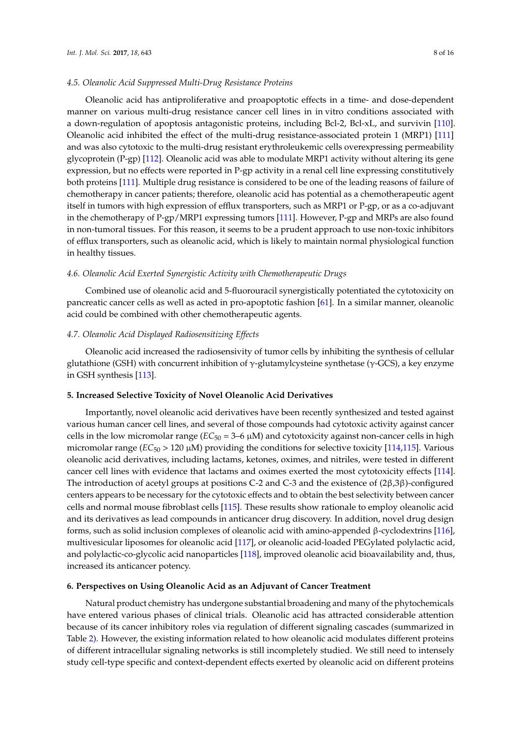### 4.5. Oleanolic Acid Suppressed Multi-Drug Resistance Proteins

Oleanolic acid has antiproliferative and proapoptotic effects in a time- and dose-dependent manner on various multi-drug resistance cancer cell lines in in vitro conditions associated with a down-regulation of apoptosis antagonistic proteins, including Bcl-2, Bcl-xL, and survivin [110]. Oleanolic acid inhibited the effect of the multi-drug resistance-associated protein 1 (MRP1) [111] and was also cytotoxic to the multi-drug resistant erythroleukemic cells overexpressing permeability glycoprotein (P-gp) [112]. Oleanolic acid was able to modulate MRP1 activity without altering its gene expression, but no effects were reported in P-gp activity in a renal cell line expressing constitutively both proteins [111]. Multiple drug resistance is considered to be one of the leading reasons of failure of chemotherapy in cancer patients; therefore, oleanolic acid has potential as a chemotherapeutic agent itself in tumors with high expression of efflux transporters, such as MRP1 or P-gp, or as a co-adjuvant in the chemotherapy of P-gp/MRP1 expressing tumors [111]. However, P-gp and MRPs are also found in non-tumoral tissues. For this reason, it seems to be a prudent approach to use non-toxic inhibitors of efflux transporters, such as oleanolic acid, which is likely to maintain normal physiological function in healthy tissues.

### 4.6. Oleanolic Acid Exerted Synergistic Activity with Chemotherapeutic Drugs

Combined use of oleanolic acid and 5-fluorouracil synergistically potentiated the cytotoxicity on pancreatic cancer cells as well as acted in pro-apoptotic fashion [61]. In a similar manner, oleanolic acid could be combined with other chemotherapeutic agents.

### 4.7. Oleanolic Acid Displayed Radiosensitizing Effects

Oleanolic acid increased the radiosensivity of tumor cells by inhibiting the synthesis of cellular glutathione (GSH) with concurrent inhibition of γ-glutamylcysteine synthetase (γ-GCS), a key enzyme in GSH synthesis [113].

## 5. Increased Selective Toxicity of Novel Oleanolic Acid Derivatives

Importantly, novel oleanolic acid derivatives have been recently synthesized and tested against various human cancer cell lines, and several of those compounds had cytotoxic activity against cancer cells in the low micromolar range ($EC_{50}$ = 3–6 μM) and cytotoxicity against non-cancer cells in high micromolar range ($EC_{50}$ > 120 μM) providing the conditions for selective toxicity [114,115]. Various oleanolic acid derivatives, including lactams, ketones, oximes, and nitriles, were tested in different cancer cell lines with evidence that lactams and oximes exerted the most cytotoxicity effects [114]. The introduction of acetyl groups at positions C-2 and C-3 and the existence of (2β,3β)-configured centers appears to be necessary for the cytotoxic effects and to obtain the best selectivity between cancer cells and normal mouse fibroblast cells [115]. These results show rationale to employ oleanolic acid and its derivatives as lead compounds in anticancer drug discovery. In addition, novel drug design forms, such as solid inclusion complexes of oleanolic acid with amino-appended β-cyclodextrins [116], multivesicular liposomes for oleanolic acid [117], or oleanolic acid-loaded PEGylated polylactic acid, and polylactic-co-glycolic acid nanoparticles [118], improved oleanolic acid bioavailability and, thus, increased its anticancer potency.

## 6. Perspectives on Using Oleanolic Acid as an Adjuvant of Cancer Treatment

Natural product chemistry has undergone substantial broadening and many of the phytochemicals have entered various phases of clinical trials. Oleanolic acid has attracted considerable attention because of its cancer inhibitory roles via regulation of different signaling cascades (summarized in Table 2). However, the existing information related to how oleanolic acid modulates different proteins of different intracellular signaling networks is still incompletely studied. We still need to intensely study cell-type specific and context-dependent effects exerted by oleanolic acid on different proteins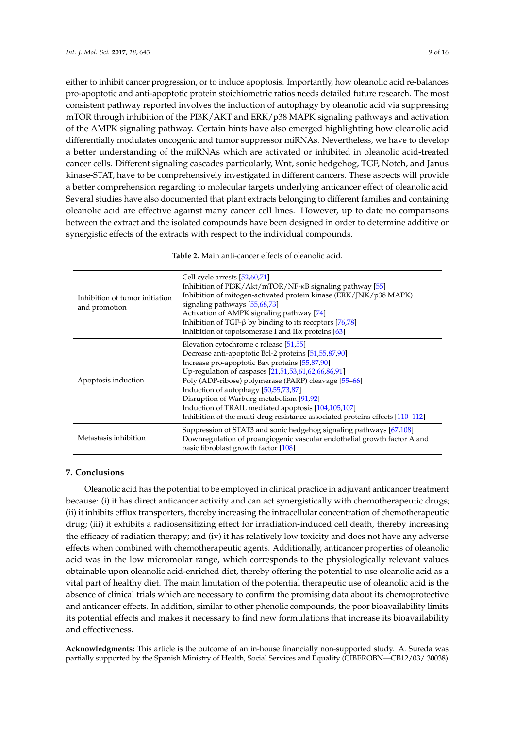either to inhibit cancer progression, or to induce apoptosis. Importantly, how oleanolic acid re-balances pro-apoptotic and anti-apoptotic protein stoichiometric ratios needs detailed future research. The most consistent pathway reported involves the induction of autophagy by oleanolic acid via suppressing mTOR through inhibition of the PI3K/AKT and ERK/p38 MAPK signaling pathways and activation of the AMPK signaling pathway. Certain hints have also emerged highlighting how oleanolic acid differentially modulates oncogenic and tumor suppressor miRNAs. Nevertheless, we have to develop a better understanding of the miRNAs which are activated or inhibited in oleanolic acid-treated cancer cells. Different signaling cascades particularly, Wnt, sonic hedgehog, TGF, Notch, and Janus kinase-STAT, have to be comprehensively investigated in different cancers. These aspects will provide a better comprehension regarding to molecular targets underlying anticancer effect of oleanolic acid. Several studies have also documented that plant extracts belonging to different families and containing oleanolic acid are effective against many cancer cell lines. However, up to date no comparisons between the extract and the isolated compounds have been designed in order to determine additive or synergistic effects of the extracts with respect to the individual compounds.

**Table 2.** Main anti-cancer effects of oleanolic acid.

| | |
|---|---|
| Inhibition of tumor initiation and promotion | Cell cycle arrests [52,60,71]<br>Inhibition of PI3K/Akt/mTOR/NF-κB signaling pathway [55]<br>Inhibition of mitogen-activated protein kinase (ERK/JNK/p38 MAPK) signaling pathways [55,68,73]<br>Activation of AMPK signaling pathway [74]<br>Inhibition of TGF-β by binding to its receptors [76,78]<br>Inhibition of topoisomerase I and IIα proteins [63] |
| Apoptosis induction | Elevation cytochrome c release [51,55]<br>Decrease anti-apoptotic Bcl-2 proteins [51,55,87,90]<br>Increase pro-apoptotic Bax proteins [55,87,90]<br>Up-regulation of caspases [21,51,53,61,62,66,86,91]<br>Poly (ADP-ribose) polymerase (PARP) cleavage [55–66]<br>Induction of autophagy [50,55,73,87]<br>Disruption of Warburg metabolism [91,92]<br>Induction of TRAIL mediated apoptosis [104,105,107]<br>Inhibition of the multi-drug resistance associated proteins effects [110–112] |
| Metastasis inhibition | Suppression of STAT3 and sonic hedgehog signaling pathways [67,108]<br>Downregulation of proangiogenic vascular endothelial growth factor A and basic fibroblast growth factor [108] |

## 7. Conclusions

Oleanolic acid has the potential to be employed in clinical practice in adjuvant anticancer treatment because: (i) it has direct anticancer activity and can act synergistically with chemotherapeutic drugs; (ii) it inhibits efflux transporters, thereby increasing the intracellular concentration of chemotherapeutic drug; (iii) it exhibits a radiosensitizing effect for irradiation-induced cell death, thereby increasing the efficacy of radiation therapy; and (iv) it has relatively low toxicity and does not have any adverse effects when combined with chemotherapeutic agents. Additionally, anticancer properties of oleanolic acid was in the low micromolar range, which corresponds to the physiologically relevant values obtainable upon oleanolic acid-enriched diet, thereby offering the potential to use oleanolic acid as a vital part of healthy diet. The main limitation of the potential therapeutic use of oleanolic acid is the absence of clinical trials which are necessary to confirm the promising data about its chemoprotective and anticancer effects. In addition, similar to other phenolic compounds, the poor bioavailability limits its potential effects and makes it necessary to find new formulations that increase its bioavailability and effectiveness.

**Acknowledgments:** This article is the outcome of an in-house financially non-supported study. A. Sureda was partially supported by the Spanish Ministry of Health, Social Services and Equality (CIBEROBN—CB12/03/ 30038).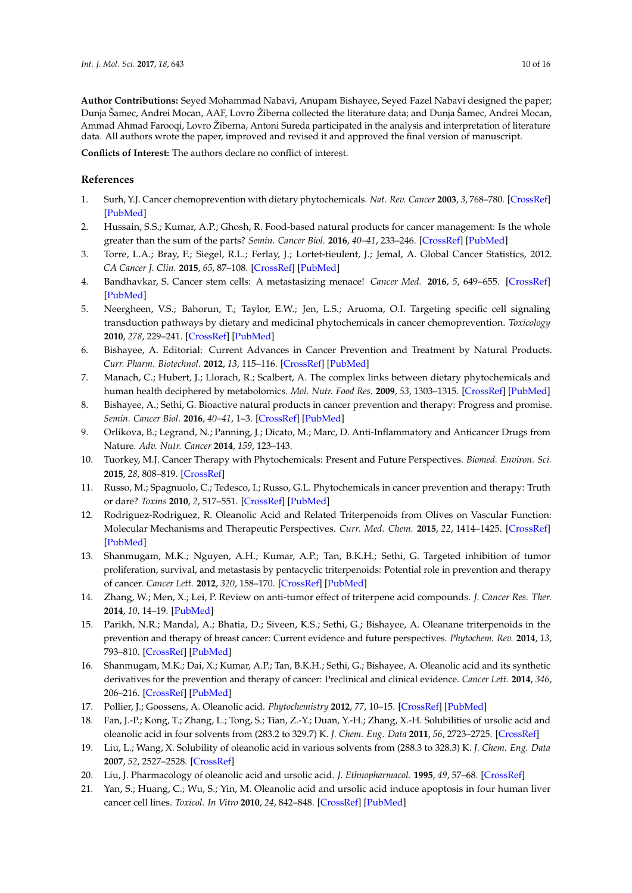**Author Contributions:** Seyed Mohammad Nabavi, Anupam Bishayee, Seyed Fazel Nabavi designed the paper; Dunja Šamec, Andrei Mocan, AAF, Lovro Žiberna collected the literature data; and Dunja Šamec, Andrei Mocan, Ammad Ahmad Farooqi, Lovro Žiberna, Antoni Sureda participated in the analysis and interpretation of literature data. All authors wrote the paper, improved and revised it and approved the final version of manuscript.

**Conflicts of Interest:** The authors declare no conflict of interest.

## References

1. Surh, Y.J. Cancer chemoprevention with dietary phytochemicals. *Nat. Rev. Cancer* **2003**, *3*, 768–780. [CrossRef] [PubMed]
2. Hussain, S.S.; Kumar, A.P.; Ghosh, R. Food-based natural products for cancer management: Is the whole greater than the sum of the parts? *Semin. Cancer Biol.* **2016**, *40–41*, 233–246. [CrossRef] [PubMed]
3. Torre, L.A.; Bray, F.; Siegel, R.L.; Ferlay, J.; Lortet-tieulent, J.; Jemal, A. Global Cancer Statistics, 2012. *CA Cancer J. Clin.* **2015**, *65*, 87–108. [CrossRef] [PubMed]
4. Bandhavkar, S. Cancer stem cells: A metastasizing menace! *Cancer Med.* **2016**, *5*, 649–655. [CrossRef] [PubMed]
5. Neergheen, V.S.; Bahorun, T.; Taylor, E.W.; Jen, L.S.; Aruoma, O.I. Targeting specific cell signaling transduction pathways by dietary and medicinal phytochemicals in cancer chemoprevention. *Toxicology* **2010**, *278*, 229–241. [CrossRef] [PubMed]
6. Bishayee, A. Editorial: Current Advances in Cancer Prevention and Treatment by Natural Products. *Curr. Pharm. Biotechnol.* **2012**, *13*, 115–116. [CrossRef] [PubMed]
7. Manach, C.; Hubert, J.; Llorach, R.; Scalbert, A. The complex links between dietary phytochemicals and human health deciphered by metabolomics. *Mol. Nutr. Food Res.* **2009**, *53*, 1303–1315. [CrossRef] [PubMed]
8. Bishayee, A.; Sethi, G. Bioactive natural products in cancer prevention and therapy: Progress and promise. *Semin. Cancer Biol.* **2016**, *40–41*, 1–3. [CrossRef] [PubMed]
9. Orlikova, B.; Legrand, N.; Panning, J.; Dicato, M.; Marc, D. Anti-Inflammatory and Anticancer Drugs from Nature. *Adv. Nutr. Cancer* **2014**, *159*, 123–143.
10. Tuorkey, M.J. Cancer Therapy with Phytochemicals: Present and Future Perspectives. *Biomed. Environ. Sci.* **2015**, *28*, 808–819. [CrossRef]
11. Russo, M.; Spagnuolo, C.; Tedesco, I.; Russo, G.L. Phytochemicals in cancer prevention and therapy: Truth or dare? *Toxins* **2010**, *2*, 517–551. [CrossRef] [PubMed]
12. Rodriguez-Rodriguez, R. Oleanolic Acid and Related Triterpenoids from Olives on Vascular Function: Molecular Mechanisms and Therapeutic Perspectives. *Curr. Med. Chem.* **2015**, *22*, 1414–1425. [CrossRef] [PubMed]
13. Shanmugam, M.K.; Nguyen, A.H.; Kumar, A.P.; Tan, B.K.H.; Sethi, G. Targeted inhibition of tumor proliferation, survival, and metastasis by pentacyclic triterpenoids: Potential role in prevention and therapy of cancer. *Cancer Lett.* **2012**, *320*, 158–170. [CrossRef] [PubMed]
14. Zhang, W.; Men, X.; Lei, P. Review on anti-tumor effect of triterpene acid compounds. *J. Cancer Res. Ther.* **2014**, *10*, 14–19. [PubMed]
15. Parikh, N.R.; Mandal, A.; Bhatia, D.; Siveen, K.S.; Sethi, G.; Bishayee, A. Oleanane triterpenoids in the prevention and therapy of breast cancer: Current evidence and future perspectives. *Phytochem. Rev.* **2014**, *13*, 793–810. [CrossRef] [PubMed]
16. Shanmugam, M.K.; Dai, X.; Kumar, A.P.; Tan, B.K.H.; Sethi, G.; Bishayee, A. Oleanolic acid and its synthetic derivatives for the prevention and therapy of cancer: Preclinical and clinical evidence. *Cancer Lett.* **2014**, *346*, 206–216. [CrossRef] [PubMed]
17. Pollier, J.; Goossens, A. Oleanolic acid. *Phytochemistry* **2012**, *77*, 10–15. [CrossRef] [PubMed]
18. Fan, J.-P.; Kong, T.; Zhang, L.; Tong, S.; Tian, Z.-Y.; Duan, Y.-H.; Zhang, X.-H. Solubilities of ursolic acid and oleanolic acid in four solvents from (283.2 to 329.7) K. *J. Chem. Eng. Data* **2011**, *56*, 2723–2725. [CrossRef]
19. Liu, L.; Wang, X. Solubility of oleanolic acid in various solvents from (288.3 to 328.3) K. *J. Chem. Eng. Data* **2007**, *52*, 2527–2528. [CrossRef]
20. Liu, J. Pharmacology of oleanolic acid and ursolic acid. *J. Ethnopharmacol.* **1995**, *49*, 57–68. [CrossRef]
21. Yan, S.; Huang, C.; Wu, S.; Yin, M. Oleanolic acid and ursolic acid induce apoptosis in four human liver cancer cell lines. *Toxicol. In Vitro* **2010**, *24*, 842–848. [CrossRef] [PubMed]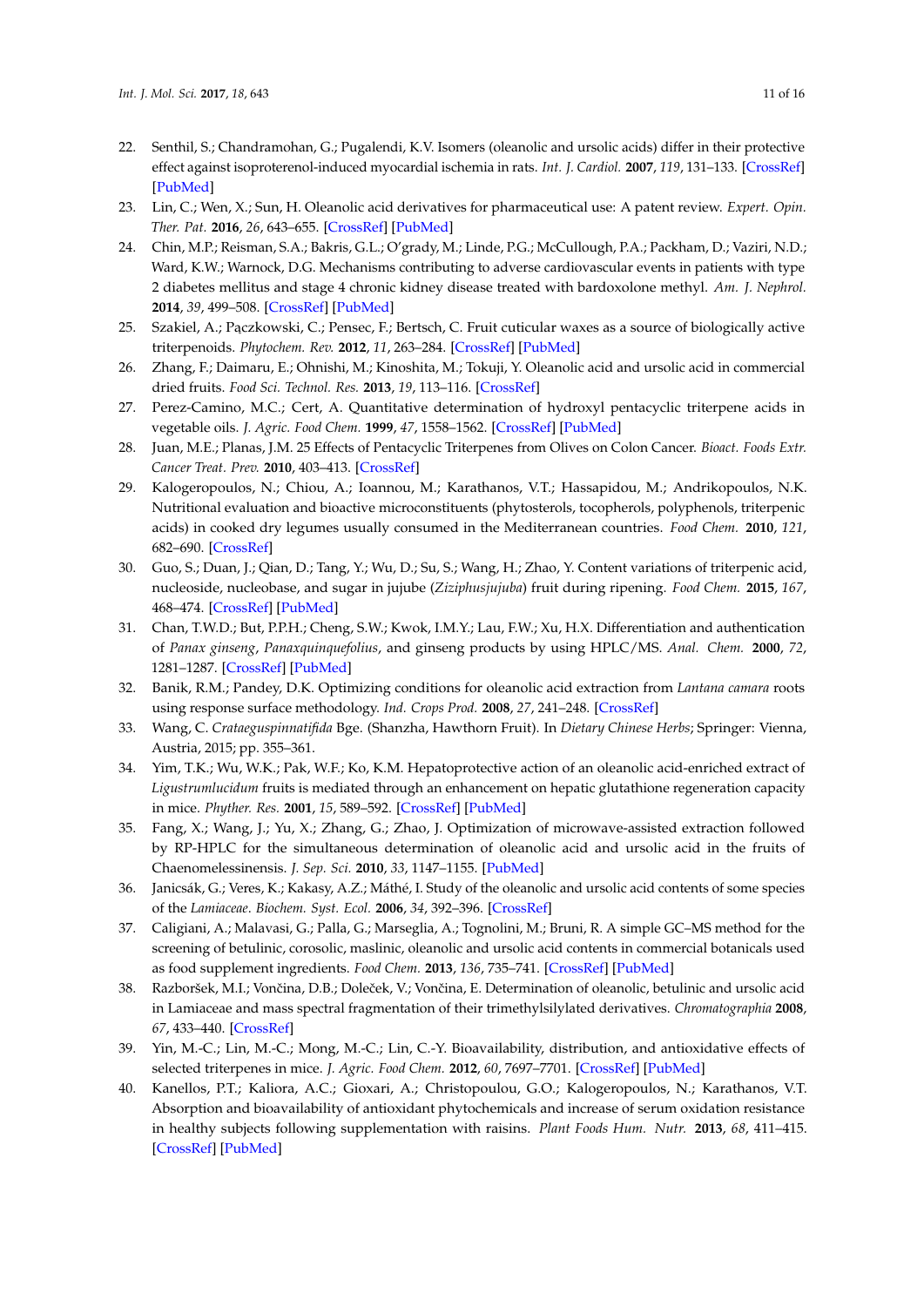22. Senthil, S.; Chandramohan, G.; Pugalendi, K.V. Isomers (oleanolic and ursolic acids) differ in their protective effect against isoproterenol-induced myocardial ischemia in rats. *Int. J. Cardiol.* **2007**, *119*, 131–133. [CrossRef] [PubMed]
23. Lin, C.; Wen, X.; Sun, H. Oleanolic acid derivatives for pharmaceutical use: A patent review. *Expert. Opin. Ther. Pat.* **2016**, *26*, 643–655. [CrossRef] [PubMed]
24. Chin, M.P.; Reisman, S.A.; Bakris, G.L.; O'grady, M.; Linde, P.G.; McCullough, P.A.; Packham, D.; Vaziri, N.D.; Ward, K.W.; Warnock, D.G. Mechanisms contributing to adverse cardiovascular events in patients with type 2 diabetes mellitus and stage 4 chronic kidney disease treated with bardoxolone methyl. *Am. J. Nephrol.* **2014**, *39*, 499–508. [CrossRef] [PubMed]
25. Szakiel, A.; Pączkowski, C.; Pensec, F.; Bertsch, C. Fruit cuticular waxes as a source of biologically active triterpenoids. *Phytochem. Rev.* **2012**, *11*, 263–284. [CrossRef] [PubMed]
26. Zhang, F.; Daimaru, E.; Ohnishi, M.; Kinoshita, M.; Tokuji, Y. Oleanolic acid and ursolic acid in commercial dried fruits. *Food Sci. Technol. Res.* **2013**, *19*, 113–116. [CrossRef]
27. Perez-Camino, M.C.; Cert, A. Quantitative determination of hydroxyl pentacyclic triterpene acids in vegetable oils. *J. Agric. Food Chem.* **1999**, *47*, 1558–1562. [CrossRef] [PubMed]
28. Juan, M.E.; Planas, J.M. 25 Effects of Pentacyclic Triterpenes from Olives on Colon Cancer. *Bioact. Foods Extr. Cancer Treat. Prev.* **2010**, 403–413. [CrossRef]
29. Kalogeropoulos, N.; Chiou, A.; Ioannou, M.; Karathanos, V.T.; Hassapidou, M.; Andrikopoulos, N.K. Nutritional evaluation and bioactive microconstituents (phytosterols, tocopherols, polyphenols, triterpenic acids) in cooked dry legumes usually consumed in the Mediterranean countries. *Food Chem.* **2010**, *121*, 682–690. [CrossRef]
30. Guo, S.; Duan, J.; Qian, D.; Tang, Y.; Wu, D.; Su, S.; Wang, H.; Zhao, Y. Content variations of triterpenic acid, nucleoside, nucleobase, and sugar in jujube (*Ziziphusjujuba*) fruit during ripening. *Food Chem.* **2015**, *167*, 468–474. [CrossRef] [PubMed]
31. Chan, T.W.D.; But, P.P.H.; Cheng, S.W.; Kwok, I.M.Y.; Lau, F.W.; Xu, H.X. Differentiation and authentication of *Panax ginseng*, *Panaxquinquefolius*, and ginseng products by using HPLC/MS. *Anal. Chem.* **2000**, *72*, 1281–1287. [CrossRef] [PubMed]
32. Banik, R.M.; Pandey, D.K. Optimizing conditions for oleanolic acid extraction from *Lantana camara* roots using response surface methodology. *Ind. Crops Prod.* **2008**, *27*, 241–248. [CrossRef]
33. Wang, C. *Crataeguspinnatifida* Bge. (Shanzha, Hawthorn Fruit). In *Dietary Chinese Herbs*; Springer: Vienna, Austria, 2015; pp. 355–361.
34. Yim, T.K.; Wu, W.K.; Pak, W.F.; Ko, K.M. Hepatoprotective action of an oleanolic acid-enriched extract of *Ligustrumlucidum* fruits is mediated through an enhancement on hepatic glutathione regeneration capacity in mice. *Phyther. Res.* **2001**, *15*, 589–592. [CrossRef] [PubMed]
35. Fang, X.; Wang, J.; Yu, X.; Zhang, G.; Zhao, J. Optimization of microwave-assisted extraction followed by RP-HPLC for the simultaneous determination of oleanolic acid and ursolic acid in the fruits of Chaenomelessinensis. *J. Sep. Sci.* **2010**, *33*, 1147–1155. [PubMed]
36. Janicsák, G.; Veres, K.; Kakasy, A.Z.; Máthé, I. Study of the oleanolic and ursolic acid contents of some species of the *Lamiaceae*. *Biochem. Syst. Ecol.* **2006**, *34*, 392–396. [CrossRef]
37. Caligiani, A.; Malavasi, G.; Palla, G.; Marseglia, A.; Tognolini, M.; Bruni, R. A simple GC–MS method for the screening of betulinic, corosolic, maslinic, oleanolic and ursolic acid contents in commercial botanicals used as food supplement ingredients. *Food Chem.* **2013**, *136*, 735–741. [CrossRef] [PubMed]
38. Razboršek, M.I.; Vončina, D.B.; Doleček, V.; Vončina, E. Determination of oleanolic, betulinic and ursolic acid in Lamiaceae and mass spectral fragmentation of their trimethylsilylated derivatives. *Chromatographia* **2008**, *67*, 433–440. [CrossRef]
39. Yin, M.-C.; Lin, M.-C.; Mong, M.-C.; Lin, C.-Y. Bioavailability, distribution, and antioxidative effects of selected triterpenes in mice. *J. Agric. Food Chem.* **2012**, *60*, 7697–7701. [CrossRef] [PubMed]
40. Kanellos, P.T.; Kaliora, A.C.; Gioxari, A.; Christopoulou, G.O.; Kalogeropoulos, N.; Karathanos, V.T. Absorption and bioavailability of antioxidant phytochemicals and increase of serum oxidation resistance in healthy subjects following supplementation with raisins. *Plant Foods Hum. Nutr.* **2013**, *68*, 411–415. [CrossRef] [PubMed]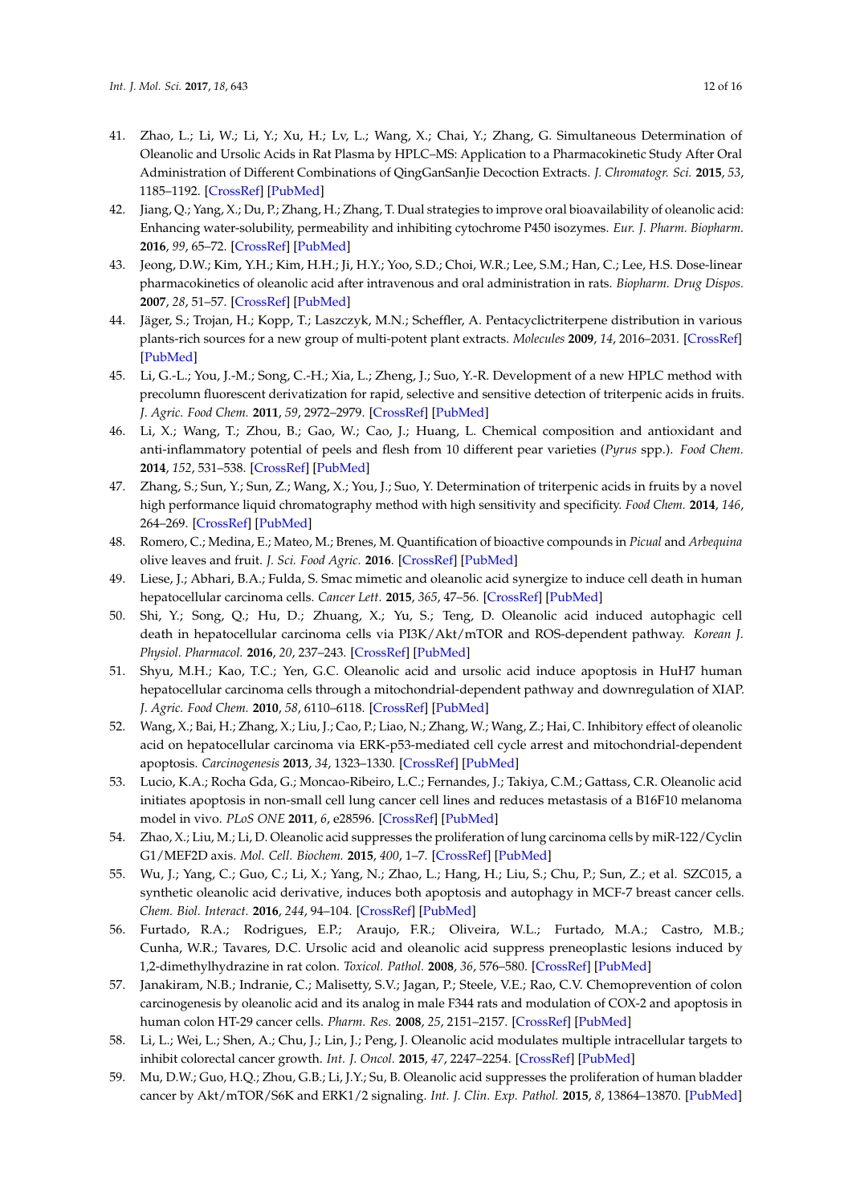41. Zhao, L.; Li, W.; Li, Y.; Xu, H.; Lv, L.; Wang, X.; Chai, Y.; Zhang, G. Simultaneous Determination of Oleanolic and Ursolic Acids in Rat Plasma by HPLC–MS: Application to a Pharmacokinetic Study After Oral Administration of Different Combinations of QingGanSanJie Decoction Extracts. *J. Chromatogr. Sci.* **2015**, *53*, 1185–1192. [CrossRef] [PubMed]
42. Jiang, Q.; Yang, X.; Du, P.; Zhang, H.; Zhang, T. Dual strategies to improve oral bioavailability of oleanolic acid: Enhancing water-solubility, permeability and inhibiting cytochrome P450 isozymes. *Eur. J. Pharm. Biopharm.* **2016**, *99*, 65–72. [CrossRef] [PubMed]
43. Jeong, D.W.; Kim, Y.H.; Kim, H.H.; Ji, H.Y.; Yoo, S.D.; Choi, W.R.; Lee, S.M.; Han, C.; Lee, H.S. Dose-linear pharmacokinetics of oleanolic acid after intravenous and oral administration in rats. *Biopharm. Drug Dispos.* **2007**, *28*, 51–57. [CrossRef] [PubMed]
44. Jäger, S.; Trojan, H.; Kopp, T.; Laszczyk, M.N.; Scheffler, A. Pentacyclictriterpene distribution in various plants-rich sources for a new group of multi-potent plant extracts. *Molecules* **2009**, *14*, 2016–2031. [CrossRef] [PubMed]
45. Li, G.-L.; You, J.-M.; Song, C.-H.; Xia, L.; Zheng, J.; Suo, Y.-R. Development of a new HPLC method with precolumn fluorescent derivatization for rapid, selective and sensitive detection of triterpenic acids in fruits. *J. Agric. Food Chem.* **2011**, *59*, 2972–2979. [CrossRef] [PubMed]
46. Li, X.; Wang, T.; Zhou, B.; Gao, W.; Cao, J.; Huang, L. Chemical composition and antioxidant and anti-inflammatory potential of peels and flesh from 10 different pear varieties (*Pyrus* spp.). *Food Chem.* **2014**, *152*, 531–538. [CrossRef] [PubMed]
47. Zhang, S.; Sun, Y.; Sun, Z.; Wang, X.; You, J.; Suo, Y. Determination of triterpenic acids in fruits by a novel high performance liquid chromatography method with high sensitivity and specificity. *Food Chem.* **2014**, *146*, 264–269. [CrossRef] [PubMed]
48. Romero, C.; Medina, E.; Mateo, M.; Brenes, M. Quantification of bioactive compounds in *Picual* and *Arbequina* olive leaves and fruit. *J. Sci. Food Agric.* **2016**. [CrossRef] [PubMed]
49. Liese, J.; Abhari, B.A.; Fulda, S. Smac mimetic and oleanolic acid synergize to induce cell death in human hepatocellular carcinoma cells. *Cancer Lett.* **2015**, *365*, 47–56. [CrossRef] [PubMed]
50. Shi, Y.; Song, Q.; Hu, D.; Zhuang, X.; Yu, S.; Teng, D. Oleanolic acid induced autophagic cell death in hepatocellular carcinoma cells via PI3K/Akt/mTOR and ROS-dependent pathway. *Korean J. Physiol. Pharmacol.* **2016**, *20*, 237–243. [CrossRef] [PubMed]
51. Shyu, M.H.; Kao, T.C.; Yen, G.C. Oleanolic acid and ursolic acid induce apoptosis in HuH7 human hepatocellular carcinoma cells through a mitochondrial-dependent pathway and downregulation of XIAP. *J. Agric. Food Chem.* **2010**, *58*, 6110–6118. [CrossRef] [PubMed]
52. Wang, X.; Bai, H.; Zhang, X.; Liu, J.; Cao, P.; Liao, N.; Zhang, W.; Wang, Z.; Hai, C. Inhibitory effect of oleanolic acid on hepatocellular carcinoma via ERK-p53-mediated cell cycle arrest and mitochondrial-dependent apoptosis. *Carcinogenesis* **2013**, *34*, 1323–1330. [CrossRef] [PubMed]
53. Lucio, K.A.; Rocha Gda, G.; Moncao-Ribeiro, L.C.; Fernandes, J.; Takiya, C.M.; Gattass, C.R. Oleanolic acid initiates apoptosis in non-small cell lung cancer cell lines and reduces metastasis of a B16F10 melanoma model in vivo. *PLoS ONE* **2011**, *6*, e28596. [CrossRef] [PubMed]
54. Zhao, X.; Liu, M.; Li, D. Oleanolic acid suppresses the proliferation of lung carcinoma cells by miR-122/Cyclin G1/MEF2D axis. *Mol. Cell. Biochem.* **2015**, *400*, 1–7. [CrossRef] [PubMed]
55. Wu, J.; Yang, C.; Guo, C.; Li, X.; Yang, N.; Zhao, L.; Hang, H.; Liu, S.; Chu, P.; Sun, Z.; et al. SZC015, a synthetic oleanolic acid derivative, induces both apoptosis and autophagy in MCF-7 breast cancer cells. *Chem. Biol. Interact.* **2016**, *244*, 94–104. [CrossRef] [PubMed]
56. Furtado, R.A.; Rodrigues, E.P.; Araujo, F.R.; Oliveira, W.L.; Furtado, M.A.; Castro, M.B.; Cunha, W.R.; Tavares, D.C. Ursolic acid and oleanolic acid suppress preneoplastic lesions induced by 1,2-dimethylhydrazine in rat colon. *Toxicol. Pathol.* **2008**, *36*, 576–580. [CrossRef] [PubMed]
57. Janakiram, N.B.; Indranie, C.; Malisetty, S.V.; Jagan, P.; Steele, V.E.; Rao, C.V. Chemoprevention of colon carcinogenesis by oleanolic acid and its analog in male F344 rats and modulation of COX-2 and apoptosis in human colon HT-29 cancer cells. *Pharm. Res.* **2008**, *25*, 2151–2157. [CrossRef] [PubMed]
58. Li, L.; Wei, L.; Shen, A.; Chu, J.; Lin, J.; Peng, J. Oleanolic acid modulates multiple intracellular targets to inhibit colorectal cancer growth. *Int. J. Oncol.* **2015**, *47*, 2247–2254. [CrossRef] [PubMed]
59. Mu, D.W.; Guo, H.Q.; Zhou, G.B.; Li, J.Y.; Su, B. Oleanolic acid suppresses the proliferation of human bladder cancer by Akt/mTOR/S6K and ERK1/2 signaling. *Int. J. Clin. Exp. Pathol.* **2015**, *8*, 13864–13870. [PubMed]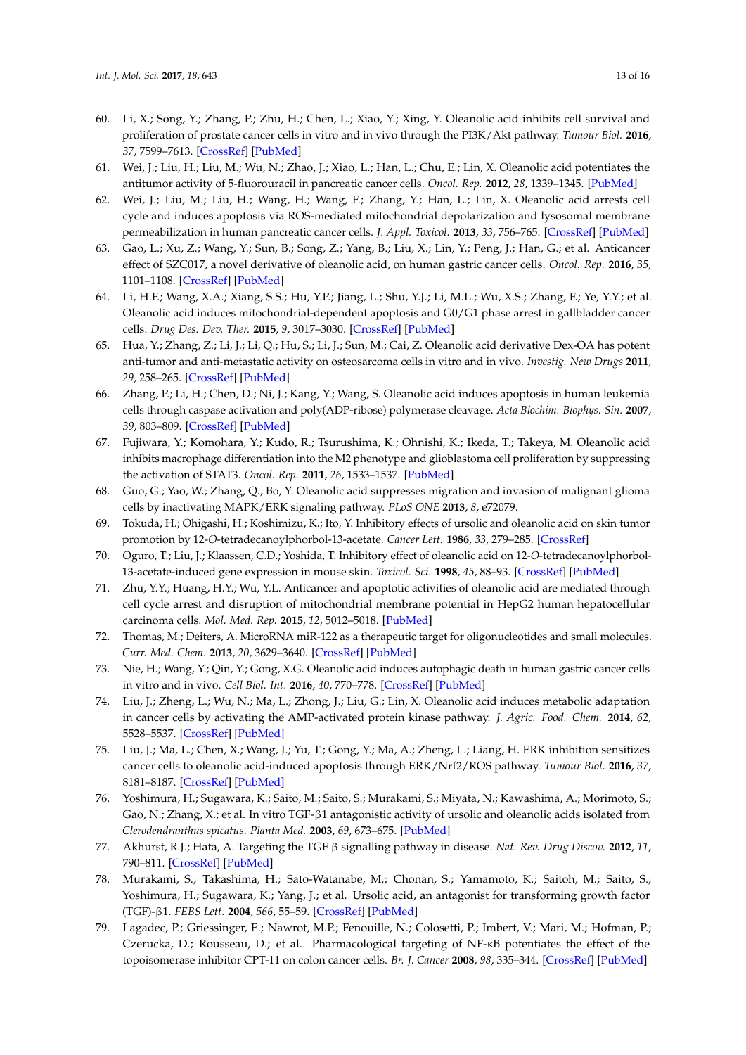60. Li, X.; Song, Y.; Zhang, P.; Zhu, H.; Chen, L.; Xiao, Y.; Xing, Y. Oleanolic acid inhibits cell survival and proliferation of prostate cancer cells in vitro and in vivo through the PI3K/Akt pathway. *Tumour Biol.* **2016**, *37*, 7599–7613. [CrossRef] [PubMed]
61. Wei, J.; Liu, H.; Liu, M.; Wu, N.; Zhao, J.; Xiao, L.; Han, L.; Chu, E.; Lin, X. Oleanolic acid potentiates the antitumor activity of 5-fluorouracil in pancreatic cancer cells. *Oncol. Rep.* **2012**, *28*, 1339–1345. [PubMed]
62. Wei, J.; Liu, M.; Liu, H.; Wang, H.; Wang, F.; Zhang, Y.; Han, L.; Lin, X. Oleanolic acid arrests cell cycle and induces apoptosis via ROS-mediated mitochondrial depolarization and lysosomal membrane permeabilization in human pancreatic cancer cells. *J. Appl. Toxicol.* **2013**, *33*, 756–765. [CrossRef] [PubMed]
63. Gao, L.; Xu, Z.; Wang, Y.; Sun, B.; Song, Z.; Yang, B.; Liu, X.; Lin, Y.; Peng, J.; Han, G.; et al. Anticancer effect of SZC017, a novel derivative of oleanolic acid, on human gastric cancer cells. *Oncol. Rep.* **2016**, *35*, 1101–1108. [CrossRef] [PubMed]
64. Li, H.F.; Wang, X.A.; Xiang, S.S.; Hu, Y.P.; Jiang, L.; Shu, Y.J.; Li, M.L.; Wu, X.S.; Zhang, F.; Ye, Y.Y.; et al. Oleanolic acid induces mitochondrial-dependent apoptosis and G0/G1 phase arrest in gallbladder cancer cells. *Drug Des. Dev. Ther.* **2015**, *9*, 3017–3030. [CrossRef] [PubMed]
65. Hua, Y.; Zhang, Z.; Li, J.; Li, Q.; Hu, S.; Li, J.; Sun, M.; Cai, Z. Oleanolic acid derivative Dex-OA has potent anti-tumor and anti-metastatic activity on osteosarcoma cells in vitro and in vivo. *Investig. New Drugs* **2011**, *29*, 258–265. [CrossRef] [PubMed]
66. Zhang, P.; Li, H.; Chen, D.; Ni, J.; Kang, Y.; Wang, S. Oleanolic acid induces apoptosis in human leukemia cells through caspase activation and poly(ADP-ribose) polymerase cleavage. *Acta Biochim. Biophys. Sin.* **2007**, *39*, 803–809. [CrossRef] [PubMed]
67. Fujiwara, Y.; Komohara, Y.; Kudo, R.; Tsurushima, K.; Ohnishi, K.; Ikeda, T.; Takeya, M. Oleanolic acid inhibits macrophage differentiation into the M2 phenotype and glioblastoma cell proliferation by suppressing the activation of STAT3. *Oncol. Rep.* **2011**, *26*, 1533–1537. [PubMed]
68. Guo, G.; Yao, W.; Zhang, Q.; Bo, Y. Oleanolic acid suppresses migration and invasion of malignant glioma cells by inactivating MAPK/ERK signaling pathway. *PLoS ONE* **2013**, *8*, e72079.
69. Tokuda, H.; Ohigashi, H.; Koshimizu, K.; Ito, Y. Inhibitory effects of ursolic and oleanolic acid on skin tumor promotion by 12-*O*-tetradecanoylphorbol-13-acetate. *Cancer Lett.* **1986**, *33*, 279–285. [CrossRef]
70. Oguro, T.; Liu, J.; Klaassen, C.D.; Yoshida, T. Inhibitory effect of oleanolic acid on 12-*O*-tetradecanoylphorbol-13-acetate-induced gene expression in mouse skin. *Toxicol. Sci.* **1998**, *45*, 88–93. [CrossRef] [PubMed]
71. Zhu, Y.Y.; Huang, H.Y.; Wu, Y.L. Anticancer and apoptotic activities of oleanolic acid are mediated through cell cycle arrest and disruption of mitochondrial membrane potential in HepG2 human hepatocellular carcinoma cells. *Mol. Med. Rep.* **2015**, *12*, 5012–5018. [PubMed]
72. Thomas, M.; Deiters, A. MicroRNA miR-122 as a therapeutic target for oligonucleotides and small molecules. *Curr. Med. Chem.* **2013**, *20*, 3629–3640. [CrossRef] [PubMed]
73. Nie, H.; Wang, Y.; Qin, Y.; Gong, X.G. Oleanolic acid induces autophagic death in human gastric cancer cells in vitro and in vivo. *Cell Biol. Int.* **2016**, *40*, 770–778. [CrossRef] [PubMed]
74. Liu, J.; Zheng, L.; Wu, N.; Ma, L.; Zhong, J.; Liu, G.; Lin, X. Oleanolic acid induces metabolic adaptation in cancer cells by activating the AMP-activated protein kinase pathway. *J. Agric. Food. Chem.* **2014**, *62*, 5528–5537. [CrossRef] [PubMed]
75. Liu, J.; Ma, L.; Chen, X.; Wang, J.; Yu, T.; Gong, Y.; Ma, A.; Zheng, L.; Liang, H. ERK inhibition sensitizes cancer cells to oleanolic acid-induced apoptosis through ERK/Nrf2/ROS pathway. *Tumour Biol.* **2016**, *37*, 8181–8187. [CrossRef] [PubMed]
76. Yoshimura, H.; Sugawara, K.; Saito, M.; Saito, S.; Murakami, S.; Miyata, N.; Kawashima, A.; Morimoto, S.; Gao, N.; Zhang, X.; et al. In vitro TGF-β1 antagonistic activity of ursolic and oleanolic acids isolated from *Clerodendranthus spicatus*. *Planta Med.* **2003**, *69*, 673–675. [PubMed]
77. Akhurst, R.J.; Hata, A. Targeting the TGF β signalling pathway in disease. *Nat. Rev. Drug Discov.* **2012**, *11*, 790–811. [CrossRef] [PubMed]
78. Murakami, S.; Takashima, H.; Sato-Watanabe, M.; Chonan, S.; Yamamoto, K.; Saitoh, M.; Saito, S.; Yoshimura, H.; Sugawara, K.; Yang, J.; et al. Ursolic acid, an antagonist for transforming growth factor (TGF)-β1. *FEBS Lett.* **2004**, *566*, 55–59. [CrossRef] [PubMed]
79. Lagadec, P.; Griessinger, E.; Nawrot, M.P.; Fenouille, N.; Colosetti, P.; Imbert, V.; Mari, M.; Hofman, P.; Czerucka, D.; Rousseau, D.; et al. Pharmacological targeting of NF-κB potentiates the effect of the topoisomerase inhibitor CPT-11 on colon cancer cells. *Br. J. Cancer* **2008**, *98*, 335–344. [CrossRef] [PubMed]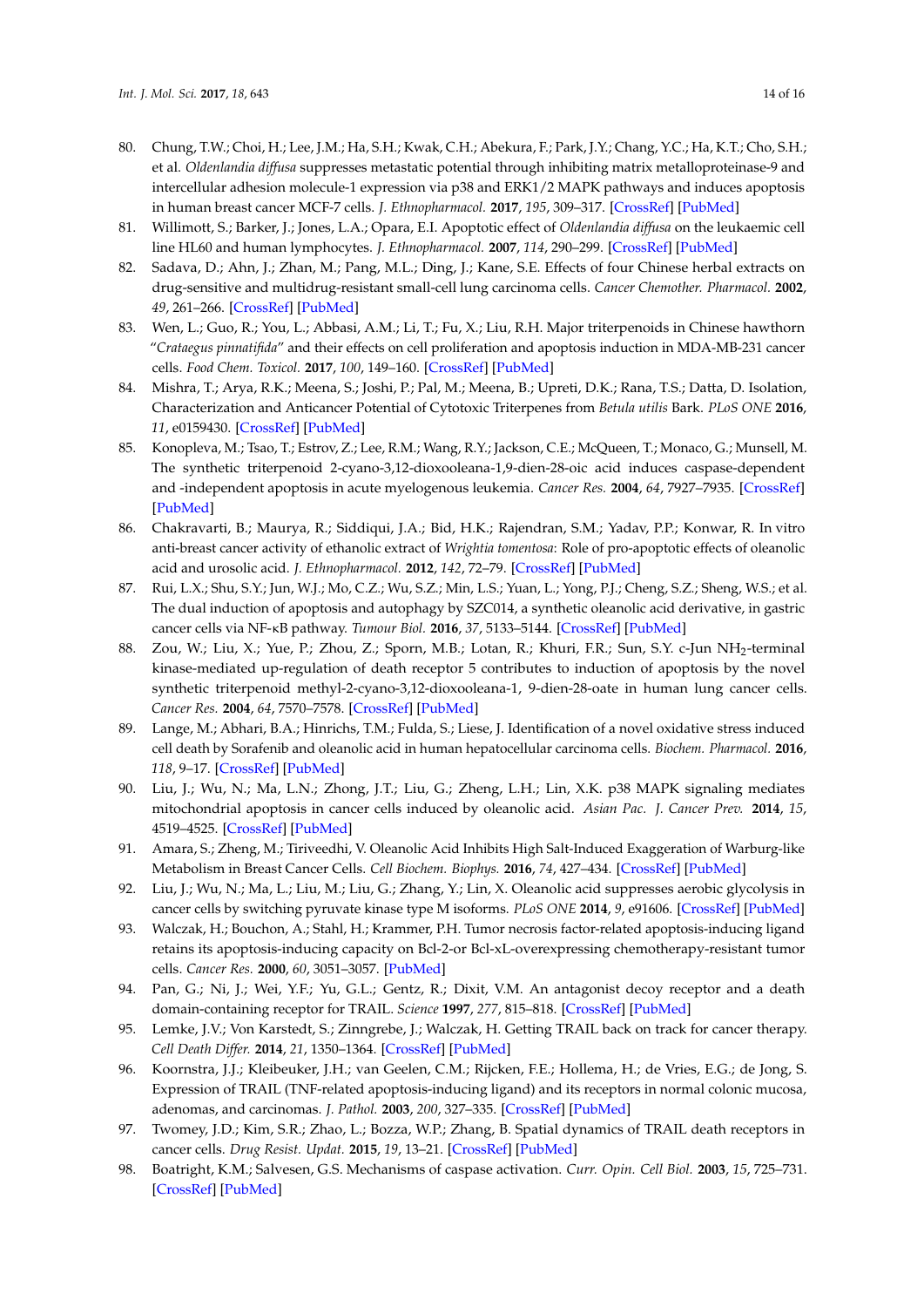80. Chung, T.W.; Choi, H.; Lee, J.M.; Ha, S.H.; Kwak, C.H.; Abekura, F.; Park, J.Y.; Chang, Y.C.; Ha, K.T.; Cho, S.H.; et al. *Oldenlandia diffusa* suppresses metastatic potential through inhibiting matrix metalloproteinase-9 and intercellular adhesion molecule-1 expression via p38 and ERK1/2 MAPK pathways and induces apoptosis in human breast cancer MCF-7 cells. *J. Ethnopharmacol.* **2017**, *195*, 309–317. [CrossRef] [PubMed]
81. Willimott, S.; Barker, J.; Jones, L.A.; Opara, E.I. Apoptotic effect of *Oldenlandia diffusa* on the leukaemic cell line HL60 and human lymphocytes. *J. Ethnopharmacol.* **2007**, *114*, 290–299. [CrossRef] [PubMed]
82. Sadava, D.; Ahn, J.; Zhan, M.; Pang, M.L.; Ding, J.; Kane, S.E. Effects of four Chinese herbal extracts on drug-sensitive and multidrug-resistant small-cell lung carcinoma cells. *Cancer Chemother. Pharmacol.* **2002**, *49*, 261–266. [CrossRef] [PubMed]
83. Wen, L.; Guo, R.; You, L.; Abbasi, A.M.; Li, T.; Fu, X.; Liu, R.H. Major triterpenoids in Chinese hawthorn "*Crataegus pinnatifida*" and their effects on cell proliferation and apoptosis induction in MDA-MB-231 cancer cells. *Food Chem. Toxicol.* **2017**, *100*, 149–160. [CrossRef] [PubMed]
84. Mishra, T.; Arya, R.K.; Meena, S.; Joshi, P.; Pal, M.; Meena, B.; Upreti, D.K.; Rana, T.S.; Datta, D. Isolation, Characterization and Anticancer Potential of Cytotoxic Triterpenes from *Betula utilis* Bark. *PLoS ONE* **2016**, *11*, e0159430. [CrossRef] [PubMed]
85. Konopleva, M.; Tsao, T.; Estrov, Z.; Lee, R.M.; Wang, R.Y.; Jackson, C.E.; McQueen, T.; Monaco, G.; Munsell, M. The synthetic triterpenoid 2-cyano-3,12-dioxooleana-1,9-dien-28-oic acid induces caspase-dependent and -independent apoptosis in acute myelogenous leukemia. *Cancer Res.* **2004**, *64*, 7927–7935. [CrossRef] [PubMed]
86. Chakravarti, B.; Maurya, R.; Siddiqui, J.A.; Bid, H.K.; Rajendran, S.M.; Yadav, P.P.; Konwar, R. In vitro anti-breast cancer activity of ethanolic extract of *Wrightia tomentosa*: Role of pro-apoptotic effects of oleanolic acid and urosolic acid. *J. Ethnopharmacol.* **2012**, *142*, 72–79. [CrossRef] [PubMed]
87. Rui, L.X.; Shu, S.Y.; Jun, W.J.; Mo, C.Z.; Wu, S.Z.; Min, L.S.; Yuan, L.; Yong, P.J.; Cheng, S.Z.; Sheng, W.S.; et al. The dual induction of apoptosis and autophagy by SZC014, a synthetic oleanolic acid derivative, in gastric cancer cells via NF-κB pathway. *Tumour Biol.* **2016**, *37*, 5133–5144. [CrossRef] [PubMed]
88. Zou, W.; Liu, X.; Yue, P.; Zhou, Z.; Sporn, M.B.; Lotan, R.; Khuri, F.R.; Sun, S.Y. c-Jun $NH_2$-terminal kinase-mediated up-regulation of death receptor 5 contributes to induction of apoptosis by the novel synthetic triterpenoid methyl-2-cyano-3,12-dioxooleana-1, 9-dien-28-oate in human lung cancer cells. *Cancer Res.* **2004**, *64*, 7570–7578. [CrossRef] [PubMed]
89. Lange, M.; Abhari, B.A.; Hinrichs, T.M.; Fulda, S.; Liese, J. Identification of a novel oxidative stress induced cell death by Sorafenib and oleanolic acid in human hepatocellular carcinoma cells. *Biochem. Pharmacol.* **2016**, *118*, 9–17. [CrossRef] [PubMed]
90. Liu, J.; Wu, N.; Ma, L.N.; Zhong, J.T.; Liu, G.; Zheng, L.H.; Lin, X.K. p38 MAPK signaling mediates mitochondrial apoptosis in cancer cells induced by oleanolic acid. *Asian Pac. J. Cancer Prev.* **2014**, *15*, 4519–4525. [CrossRef] [PubMed]
91. Amara, S.; Zheng, M.; Tiriveedhi, V. Oleanolic Acid Inhibits High Salt-Induced Exaggeration of Warburg-like Metabolism in Breast Cancer Cells. *Cell Biochem. Biophys.* **2016**, *74*, 427–434. [CrossRef] [PubMed]
92. Liu, J.; Wu, N.; Ma, L.; Liu, M.; Liu, G.; Zhang, Y.; Lin, X. Oleanolic acid suppresses aerobic glycolysis in cancer cells by switching pyruvate kinase type M isoforms. *PLoS ONE* **2014**, *9*, e91606. [CrossRef] [PubMed]
93. Walczak, H.; Bouchon, A.; Stahl, H.; Krammer, P.H. Tumor necrosis factor-related apoptosis-inducing ligand retains its apoptosis-inducing capacity on Bcl-2-or Bcl-xL-overexpressing chemotherapy-resistant tumor cells. *Cancer Res.* **2000**, *60*, 3051–3057. [PubMed]
94. Pan, G.; Ni, J.; Wei, Y.F.; Yu, G.L.; Gentz, R.; Dixit, V.M. An antagonist decoy receptor and a death domain-containing receptor for TRAIL. *Science* **1997**, *277*, 815–818. [CrossRef] [PubMed]
95. Lemke, J.V.; Von Karstedt, S.; Zinngrebe, J.; Walczak, H. Getting TRAIL back on track for cancer therapy. *Cell Death Differ.* **2014**, *21*, 1350–1364. [CrossRef] [PubMed]
96. Koornstra, J.J.; Kleibeuker, J.H.; van Geelen, C.M.; Rijcken, F.E.; Hollema, H.; de Vries, E.G.; de Jong, S. Expression of TRAIL (TNF-related apoptosis-inducing ligand) and its receptors in normal colonic mucosa, adenomas, and carcinomas. *J. Pathol.* **2003**, *200*, 327–335. [CrossRef] [PubMed]
97. Twomey, J.D.; Kim, S.R.; Zhao, L.; Bozza, W.P.; Zhang, B. Spatial dynamics of TRAIL death receptors in cancer cells. *Drug Resist. Updat.* **2015**, *19*, 13–21. [CrossRef] [PubMed]
98. Boatright, K.M.; Salvesen, G.S. Mechanisms of caspase activation. *Curr. Opin. Cell Biol.* **2003**, *15*, 725–731. [CrossRef] [PubMed]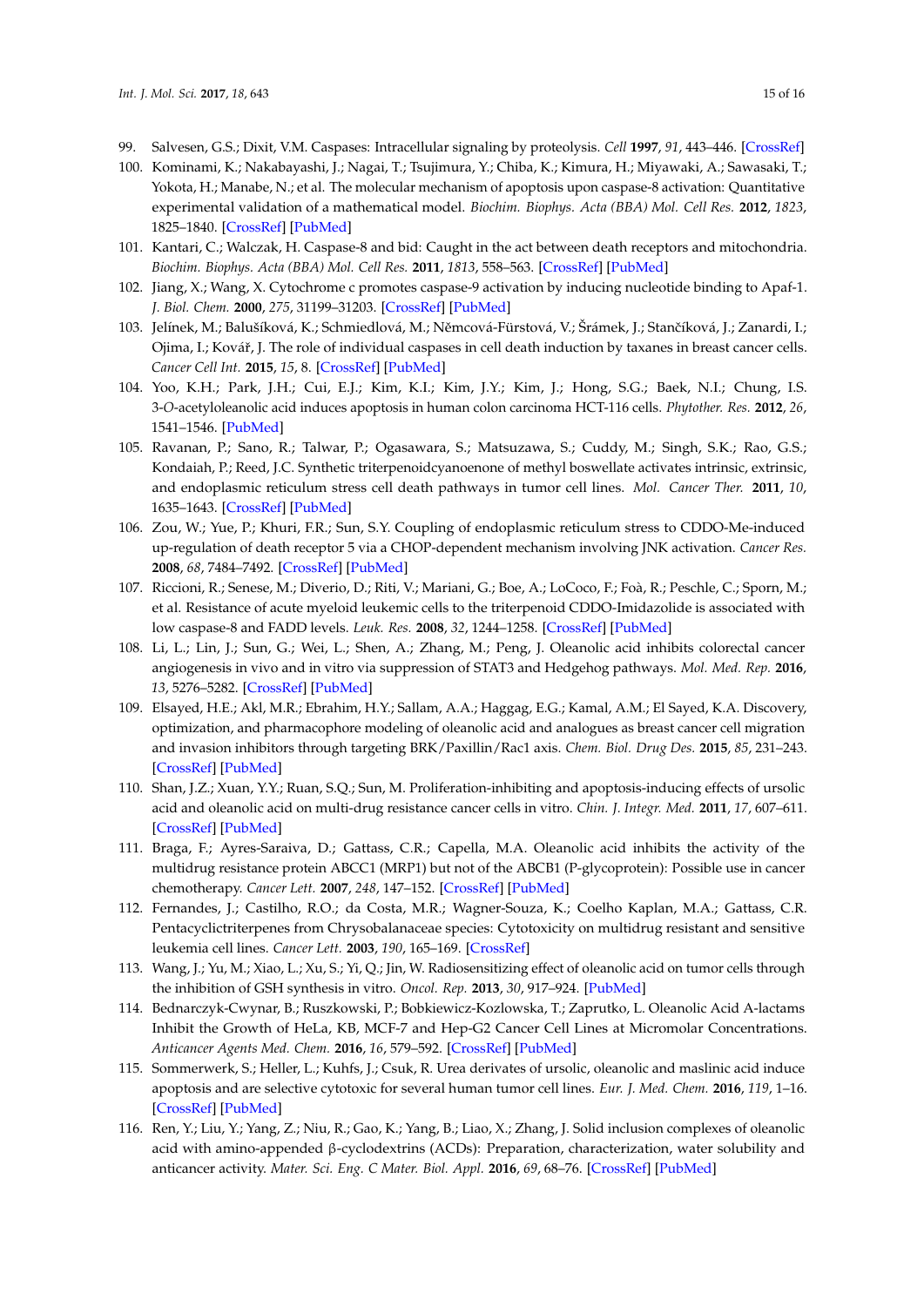99. Salvesen, G.S.; Dixit, V.M. Caspases: Intracellular signaling by proteolysis. *Cell* **1997**, *91*, 443–446. [CrossRef]
100. Kominami, K.; Nakabayashi, J.; Nagai, T.; Tsujimura, Y.; Chiba, K.; Kimura, H.; Miyawaki, A.; Sawasaki, T.; Yokota, H.; Manabe, N.; et al. The molecular mechanism of apoptosis upon caspase-8 activation: Quantitative experimental validation of a mathematical model. *Biochim. Biophys. Acta (BBA) Mol. Cell Res.* **2012**, *1823*, 1825–1840. [CrossRef] [PubMed]
101. Kantari, C.; Walczak, H. Caspase-8 and bid: Caught in the act between death receptors and mitochondria. *Biochim. Biophys. Acta (BBA) Mol. Cell Res.* **2011**, *1813*, 558–563. [CrossRef] [PubMed]
102. Jiang, X.; Wang, X. Cytochrome c promotes caspase-9 activation by inducing nucleotide binding to Apaf-1. *J. Biol. Chem.* **2000**, *275*, 31199–31203. [CrossRef] [PubMed]
103. Jelínek, M.; Balušíková, K.; Schmiedlová, M.; Němcová-Fürstová, V.; Šrámek, J.; Stančíková, J.; Zanardi, I.; Ojima, I.; Kovář, J. The role of individual caspases in cell death induction by taxanes in breast cancer cells. *Cancer Cell Int.* **2015**, *15*, 8. [CrossRef] [PubMed]
104. Yoo, K.H.; Park, J.H.; Cui, E.J.; Kim, K.I.; Kim, J.Y.; Kim, J.; Hong, S.G.; Baek, N.I.; Chung, I.S. 3-*O*-acetyloleanolic acid induces apoptosis in human colon carcinoma HCT-116 cells. *Phytother. Res.* **2012**, *26*, 1541–1546. [PubMed]
105. Ravanan, P.; Sano, R.; Talwar, P.; Ogasawara, S.; Matsuzawa, S.; Cuddy, M.; Singh, S.K.; Rao, G.S.; Kondaiah, P.; Reed, J.C. Synthetic triterpenoidcyanoenone of methyl boswellate activates intrinsic, extrinsic, and endoplasmic reticulum stress cell death pathways in tumor cell lines. *Mol. Cancer Ther.* **2011**, *10*, 1635–1643. [CrossRef] [PubMed]
106. Zou, W.; Yue, P.; Khuri, F.R.; Sun, S.Y. Coupling of endoplasmic reticulum stress to CDDO-Me-induced up-regulation of death receptor 5 via a CHOP-dependent mechanism involving JNK activation. *Cancer Res.* **2008**, *68*, 7484–7492. [CrossRef] [PubMed]
107. Riccioni, R.; Senese, M.; Diverio, D.; Riti, V.; Mariani, G.; Boe, A.; LoCoco, F.; Foà, R.; Peschle, C.; Sporn, M.; et al. Resistance of acute myeloid leukemic cells to the triterpenoid CDDO-Imidazolide is associated with low caspase-8 and FADD levels. *Leuk. Res.* **2008**, *32*, 1244–1258. [CrossRef] [PubMed]
108. Li, L.; Lin, J.; Sun, G.; Wei, L.; Shen, A.; Zhang, M.; Peng, J. Oleanolic acid inhibits colorectal cancer angiogenesis in vivo and in vitro via suppression of STAT3 and Hedgehog pathways. *Mol. Med. Rep.* **2016**, *13*, 5276–5282. [CrossRef] [PubMed]
109. Elsayed, H.E.; Akl, M.R.; Ebrahim, H.Y.; Sallam, A.A.; Haggag, E.G.; Kamal, A.M.; El Sayed, K.A. Discovery, optimization, and pharmacophore modeling of oleanolic acid and analogues as breast cancer cell migration and invasion inhibitors through targeting BRK/Paxillin/Rac1 axis. *Chem. Biol. Drug Des.* **2015**, *85*, 231–243. [CrossRef] [PubMed]
110. Shan, J.Z.; Xuan, Y.Y.; Ruan, S.Q.; Sun, M. Proliferation-inhibiting and apoptosis-inducing effects of ursolic acid and oleanolic acid on multi-drug resistance cancer cells in vitro. *Chin. J. Integr. Med.* **2011**, *17*, 607–611. [CrossRef] [PubMed]
111. Braga, F.; Ayres-Saraiva, D.; Gattass, C.R.; Capella, M.A. Oleanolic acid inhibits the activity of the multidrug resistance protein ABCC1 (MRP1) but not of the ABCB1 (P-glycoprotein): Possible use in cancer chemotherapy. *Cancer Lett.* **2007**, *248*, 147–152. [CrossRef] [PubMed]
112. Fernandes, J.; Castilho, R.O.; da Costa, M.R.; Wagner-Souza, K.; Coelho Kaplan, M.A.; Gattass, C.R. Pentacyclictriterpenes from Chrysobalanaceae species: Cytotoxicity on multidrug resistant and sensitive leukemia cell lines. *Cancer Lett.* **2003**, *190*, 165–169. [CrossRef]
113. Wang, J.; Yu, M.; Xiao, L.; Xu, S.; Yi, Q.; Jin, W. Radiosensitizing effect of oleanolic acid on tumor cells through the inhibition of GSH synthesis in vitro. *Oncol. Rep.* **2013**, *30*, 917–924. [PubMed]
114. Bednarczyk-Cwynar, B.; Ruszkowski, P.; Bobkiewicz-Kozlowska, T.; Zaprutko, L. Oleanolic Acid A-lactams Inhibit the Growth of HeLa, KB, MCF-7 and Hep-G2 Cancer Cell Lines at Micromolar Concentrations. *Anticancer Agents Med. Chem.* **2016**, *16*, 579–592. [CrossRef] [PubMed]
115. Sommerwerk, S.; Heller, L.; Kuhfs, J.; Csuk, R. Urea derivates of ursolic, oleanolic and maslinic acid induce apoptosis and are selective cytotoxic for several human tumor cell lines. *Eur. J. Med. Chem.* **2016**, *119*, 1–16. [CrossRef] [PubMed]
116. Ren, Y.; Liu, Y.; Yang, Z.; Niu, R.; Gao, K.; Yang, B.; Liao, X.; Zhang, J. Solid inclusion complexes of oleanolic acid with amino-appended β-cyclodextrins (ACDs): Preparation, characterization, water solubility and anticancer activity. *Mater. Sci. Eng. C Mater. Biol. Appl.* **2016**, *69*, 68–76. [CrossRef] [PubMed]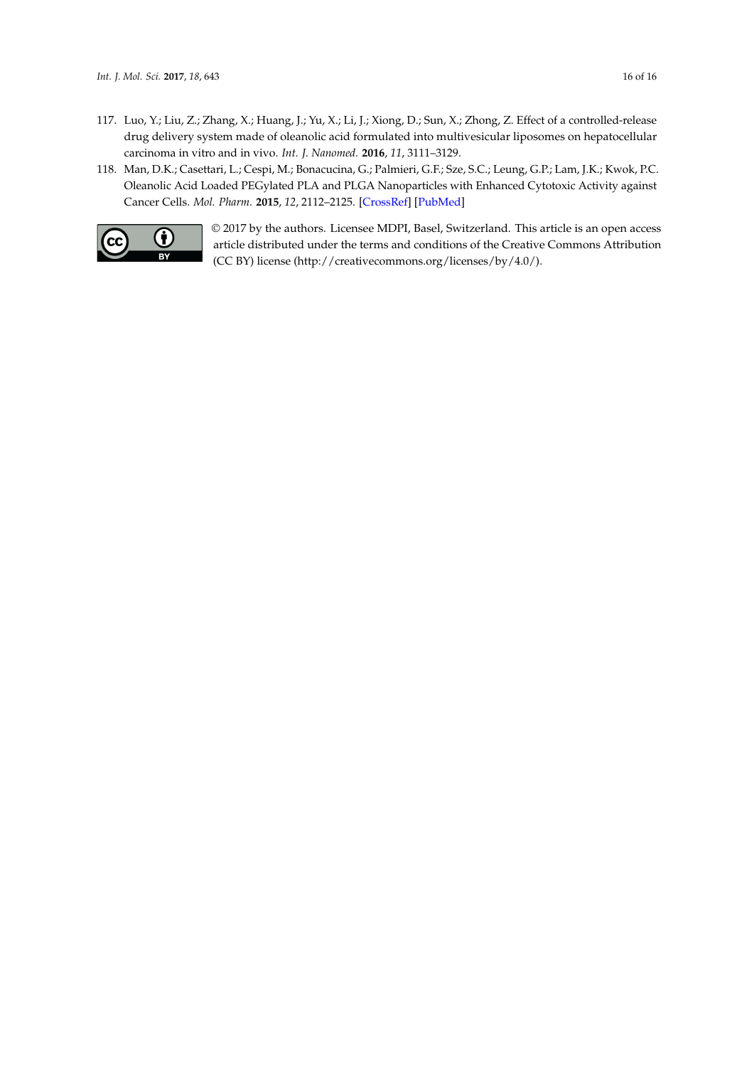117. Luo, Y.; Liu, Z.; Zhang, X.; Huang, J.; Yu, X.; Li, J.; Xiong, D.; Sun, X.; Zhong, Z. Effect of a controlled-release drug delivery system made of oleanolic acid formulated into multivesicular liposomes on hepatocellular carcinoma in vitro and in vivo. *Int. J. Nanomed.* **2016**, *11*, 3111–3129.
118. Man, D.K.; Casettari, L.; Cespi, M.; Bonacucina, G.; Palmieri, G.F.; Sze, S.C.; Leung, G.P.; Lam, J.K.; Kwok, P.C. Oleanolic Acid Loaded PEGylated PLA and PLGA Nanoparticles with Enhanced Cytotoxic Activity against Cancer Cells. *Mol. Pharm.* **2015**, *12*, 2112–2125. [CrossRef] [PubMed]

© 2017 by the authors. Licensee MDPI, Basel, Switzerland. This article is an open access article distributed under the terms and conditions of the Creative Commons Attribution (CC BY) license (http://creativecommons.org/licenses/by/4.0/).